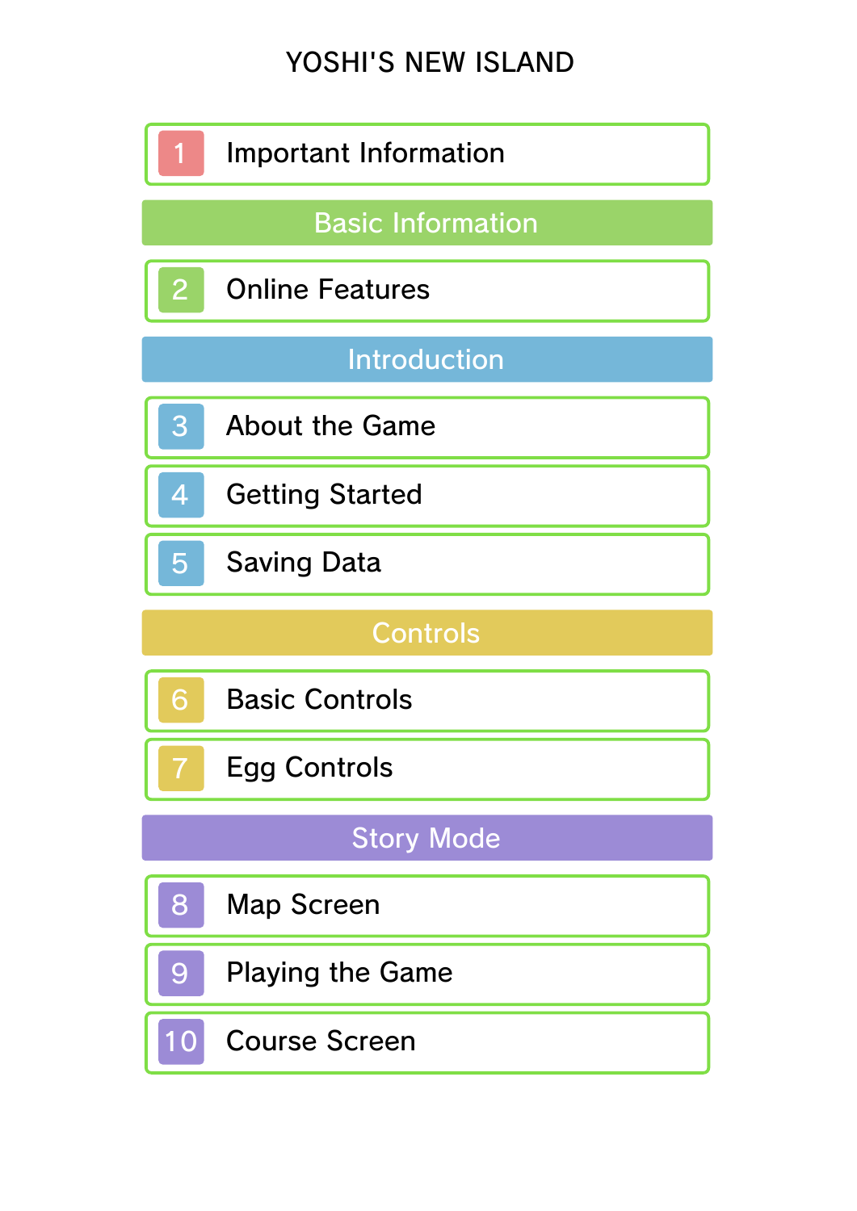# YOSHI'S NEW ISLAND

1 Important Information

## Basic Information

2 Online Features

## Introduction

3 About the Game

4 Getting Started

5 Saving Data

## Controls

6 Basic Controls

7 Egg Controls

## Story Mode

8 Map Screen

9 Playing the Game

10 Course Screen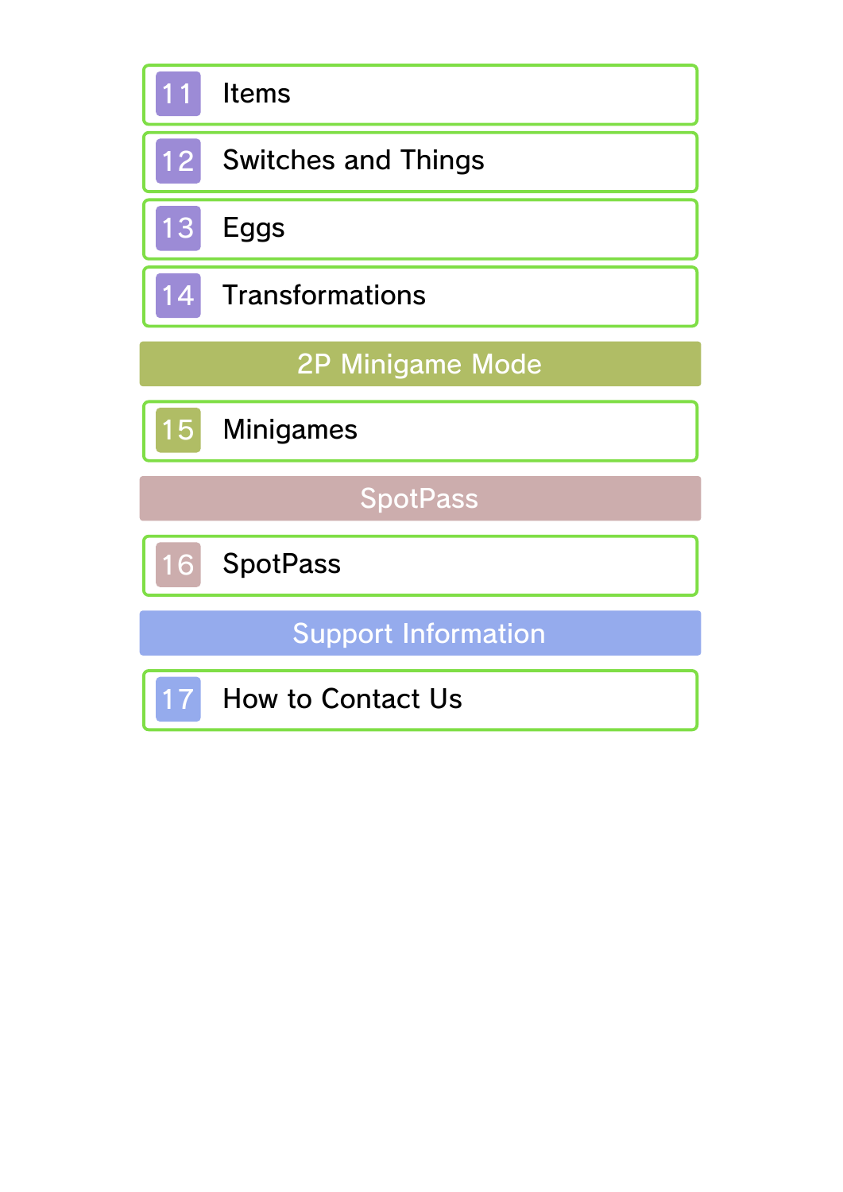- 11 Items
- 12 Switches and Things
- 13 Eggs
- 14 Transformations

## 2P Minigame Mode

- 15 Minigames

## SpotPass

- 16 SpotPass

## Support Information

- 17 How to Contact Us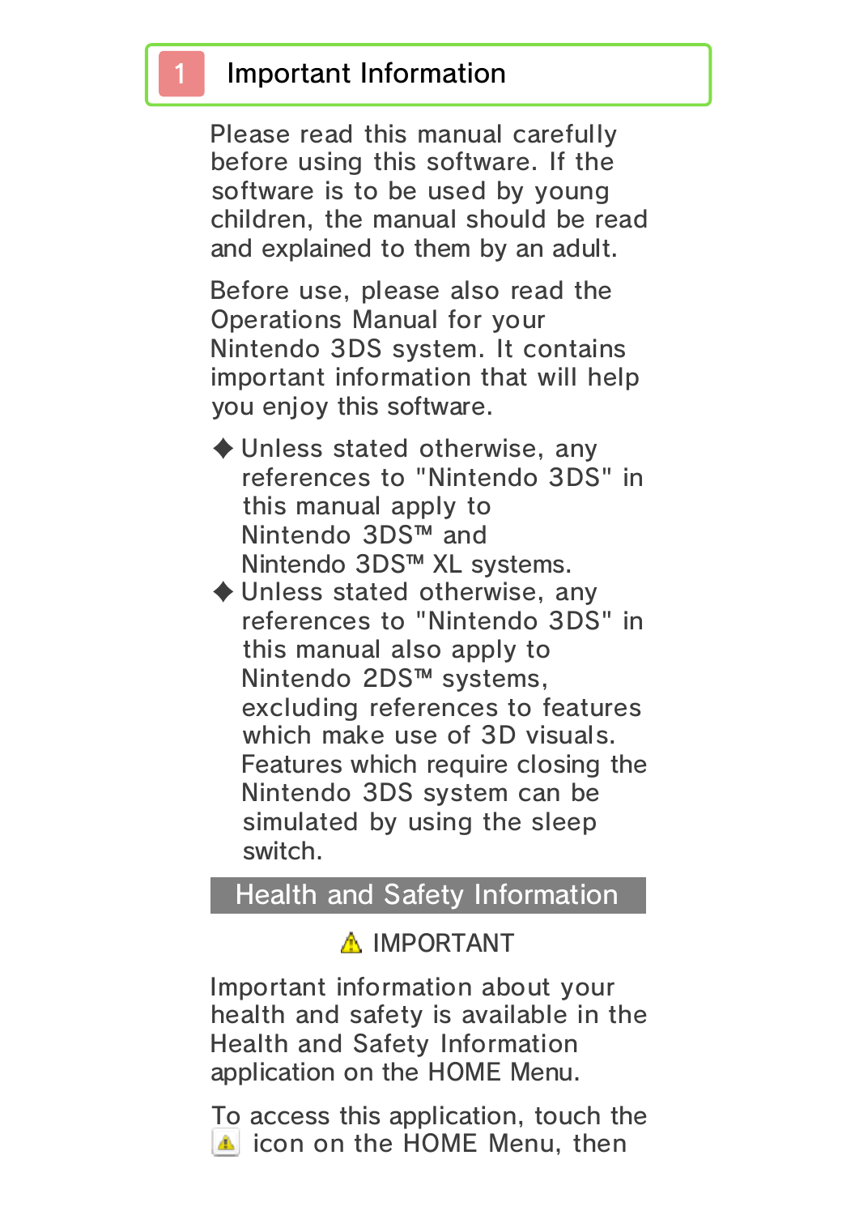# 1 Important Information

Please read this manual carefully before using this software. If the software is to be used by young children, the manual should be read and explained to them by an adult.

Before use, please also read the Operations Manual for your Nintendo 3DS system. It contains important information that will help you enjoy this software.

- ◆ Unless stated otherwise, any references to "Nintendo 3DS" in this manual apply to Nintendo 3DS™ and Nintendo 3DS™ XL systems.
- ◆ Unless stated otherwise, any references to "Nintendo 3DS" in this manual also apply to Nintendo 2DS™ systems, excluding references to features which make use of 3D visuals. Features which require closing the Nintendo 3DS system can be simulated by using the sleep switch.

## Health and Safety Information

⚠ IMPORTANT

Important information about your health and safety is available in the Health and Safety Information application on the HOME Menu.

To access this application, touch the ⚠ icon on the HOME Menu, then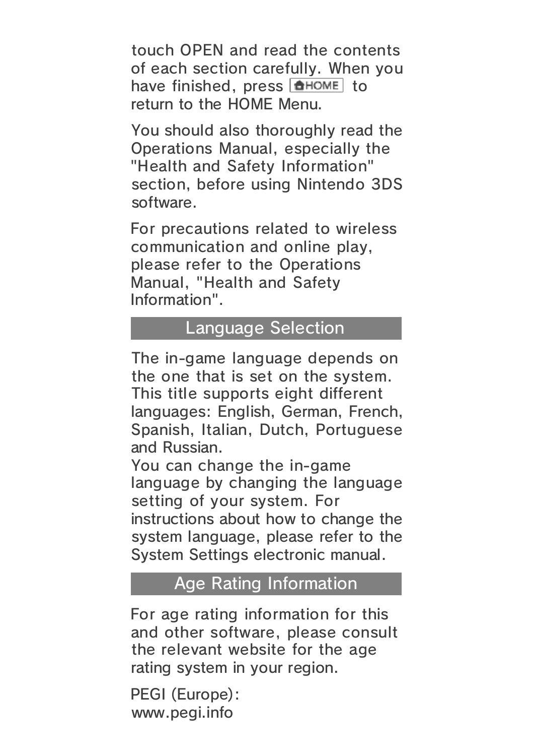touch OPEN and read the contents of each section carefully. When you have finished, press HOME to return to the HOME Menu.

You should also thoroughly read the Operations Manual, especially the "Health and Safety Information" section, before using Nintendo 3DS software.

For precautions related to wireless communication and online play, please refer to the Operations Manual, "Health and Safety Information".

## Language Selection

The in-game language depends on the one that is set on the system. This title supports eight different languages: English, German, French, Spanish, Italian, Dutch, Portuguese and Russian.
You can change the in-game language by changing the language setting of your system. For instructions about how to change the system language, please refer to the System Settings electronic manual.

## Age Rating Information

For age rating information for this and other software, please consult the relevant website for the age rating system in your region.

PEGI (Europe):
www.pegi.info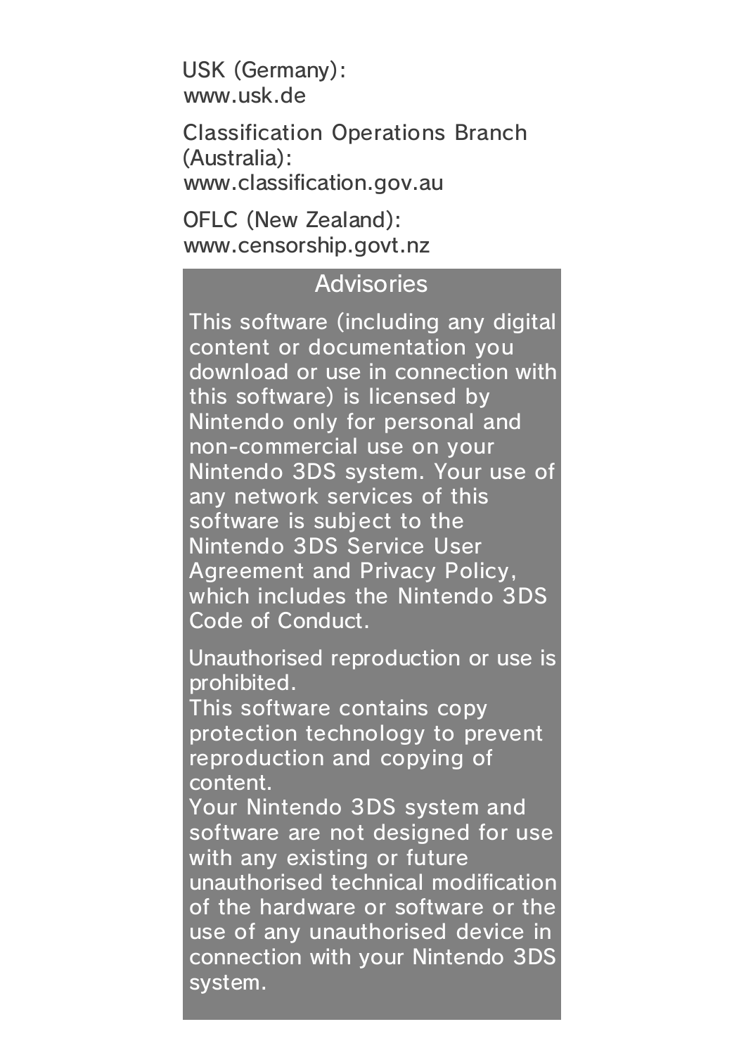USK (Germany):
www.usk.de

Classification Operations Branch (Australia):
www.classification.gov.au

OFLC (New Zealand):
www.censorship.govt.nz

## Advisories

This software (including any digital content or documentation you download or use in connection with this software) is licensed by Nintendo only for personal and non-commercial use on your Nintendo 3DS system. Your use of any network services of this software is subject to the Nintendo 3DS Service User Agreement and Privacy Policy, which includes the Nintendo 3DS Code of Conduct.

Unauthorised reproduction or use is prohibited.
This software contains copy protection technology to prevent reproduction and copying of content.
Your Nintendo 3DS system and software are not designed for use with any existing or future unauthorised technical modification of the hardware or software or the use of any unauthorised device in connection with your Nintendo 3DS system.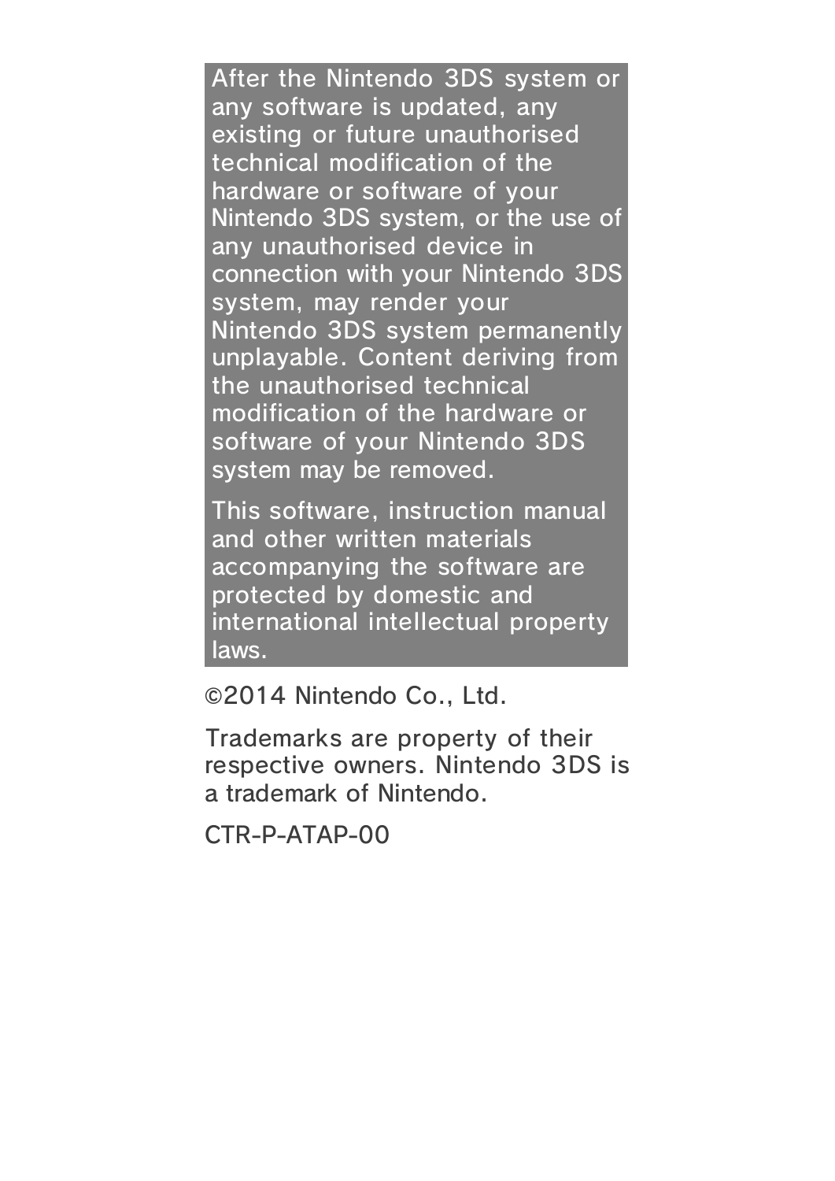After the Nintendo 3DS system or any software is updated, any existing or future unauthorised technical modification of the hardware or software of your Nintendo 3DS system, or the use of any unauthorised device in connection with your Nintendo 3DS system, may render your Nintendo 3DS system permanently unplayable. Content deriving from the unauthorised technical modification of the hardware or software of your Nintendo 3DS system may be removed.

This software, instruction manual and other written materials accompanying the software are protected by domestic and international intellectual property laws.

©2014 Nintendo Co., Ltd.

Trademarks are property of their respective owners. Nintendo 3DS is a trademark of Nintendo.

CTR-P-ATAP-00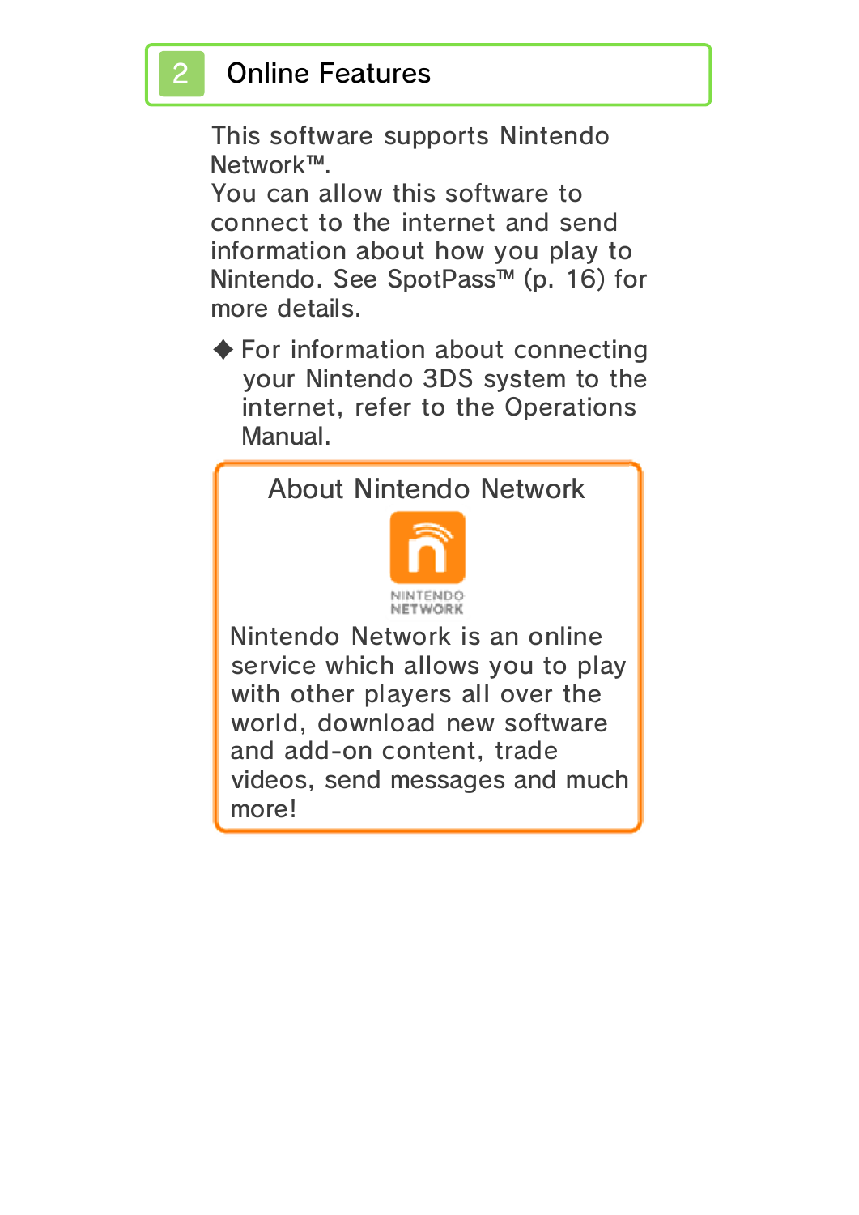## 2 Online Features

This software supports Nintendo Network™.
You can allow this software to connect to the internet and send information about how you play to Nintendo. See SpotPass™ (p. 16) for more details.

◆ For information about connecting your Nintendo 3DS system to the internet, refer to the Operations Manual.

### About Nintendo Network

NINTENDO NETWORK

Nintendo Network is an online service which allows you to play with other players all over the world, download new software and add-on content, trade videos, send messages and much more!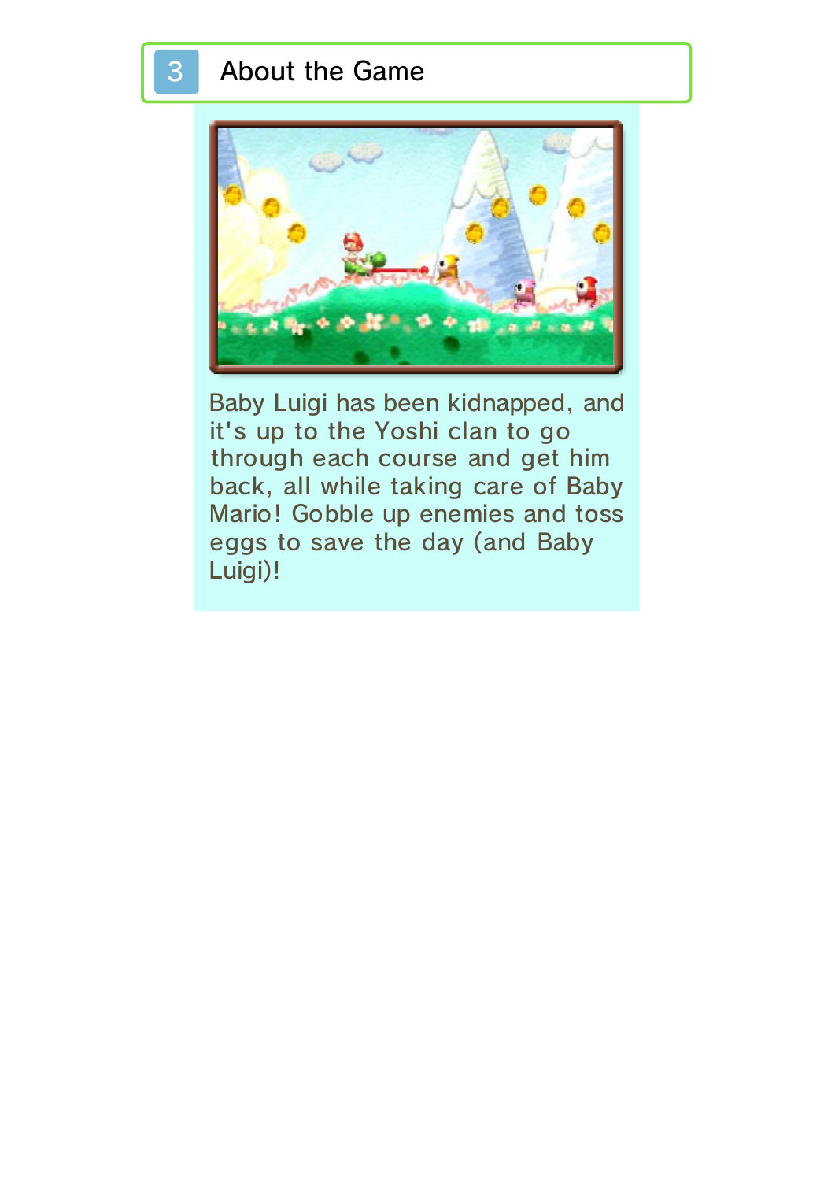## 3 About the Game

Baby Luigi has been kidnapped, and it's up to the Yoshi clan to go through each course and get him back, all while taking care of Baby Mario! Gobble up enemies and toss eggs to save the day (and Baby Luigi)!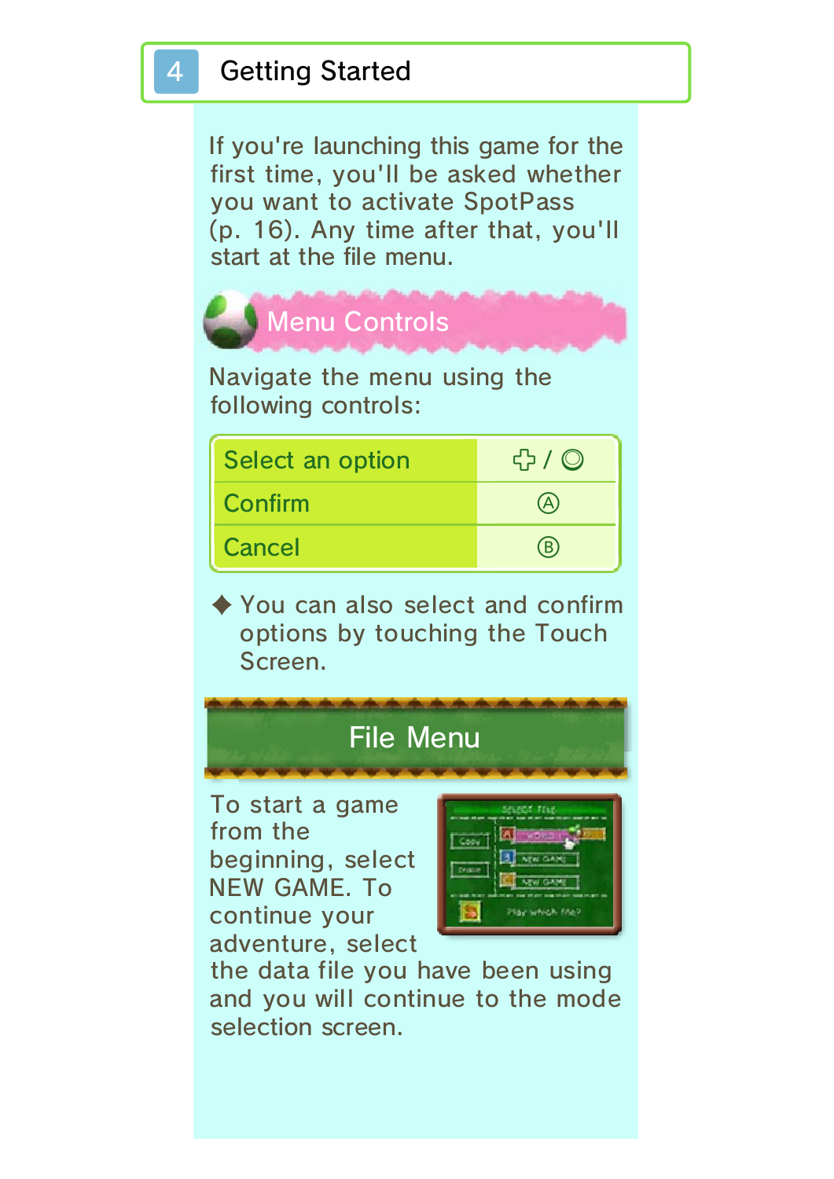# 4 Getting Started

If you're launching this game for the first time, you'll be asked whether you want to activate SpotPass (p. 16). Any time after that, you'll start at the file menu.

## Menu Controls

Navigate the menu using the following controls:

| | |
|---|---|
| Select an option | ✜ / ◎ |
| Confirm | Ⓐ |
| Cancel | Ⓑ |

◆ You can also select and confirm options by touching the Touch Screen.

## File Menu

To start a game from the beginning, select NEW GAME. To continue your adventure, select the data file you have been using and you will continue to the mode selection screen.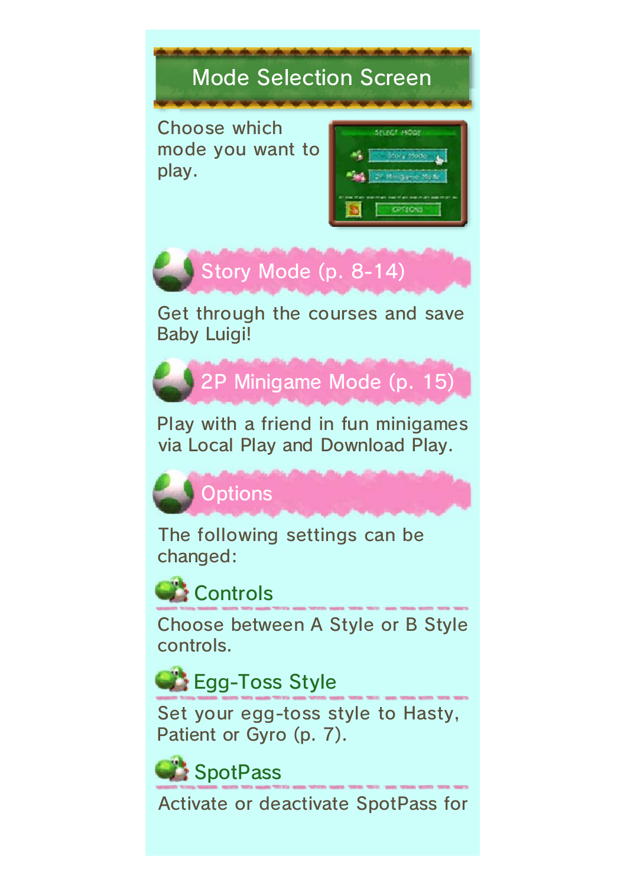# Mode Selection Screen

Choose which mode you want to play.

## Story Mode (p. 8-14)

Get through the courses and save Baby Luigi!

## 2P Minigame Mode (p. 15)

Play with a friend in fun minigames via Local Play and Download Play.

## Options

The following settings can be changed:

### Controls

Choose between A Style or B Style controls.

### Egg-Toss Style

Set your egg-toss style to Hasty, Patient or Gyro (p. 7).

### SpotPass

Activate or deactivate SpotPass for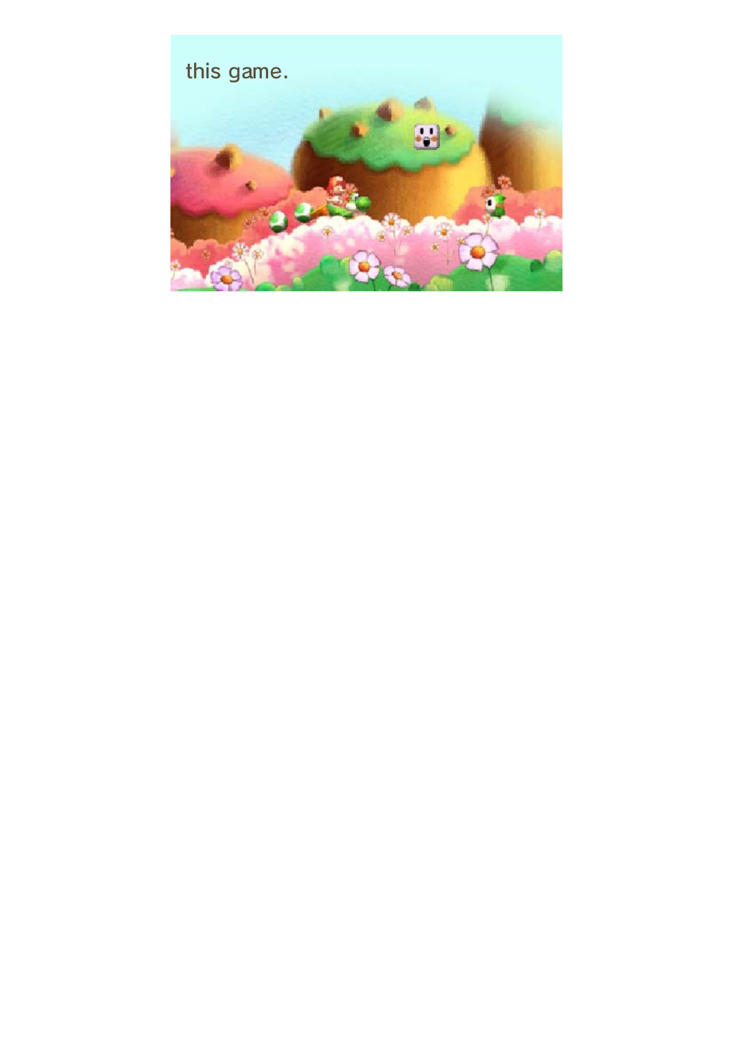this game.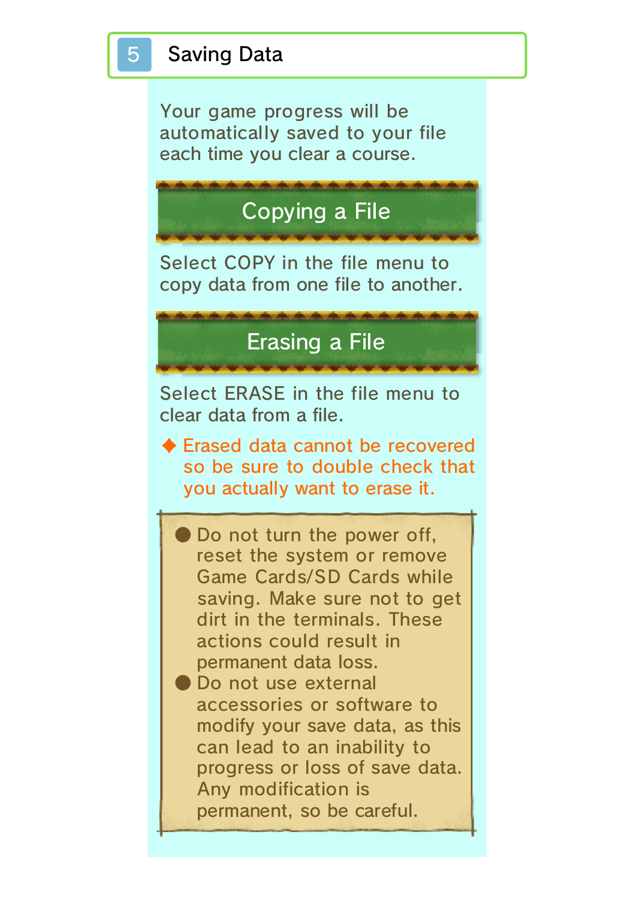## 5 Saving Data

Your game progress will be automatically saved to your file each time you clear a course.

### Copying a File

Select COPY in the file menu to copy data from one file to another.

### Erasing a File

Select ERASE in the file menu to clear data from a file.

◆ Erased data cannot be recovered so be sure to double check that you actually want to erase it.

- Do not turn the power off, reset the system or remove Game Cards/SD Cards while saving. Make sure not to get dirt in the terminals. These actions could result in permanent data loss.
- Do not use external accessories or software to modify your save data, as this can lead to an inability to progress or loss of save data. Any modification is permanent, so be careful.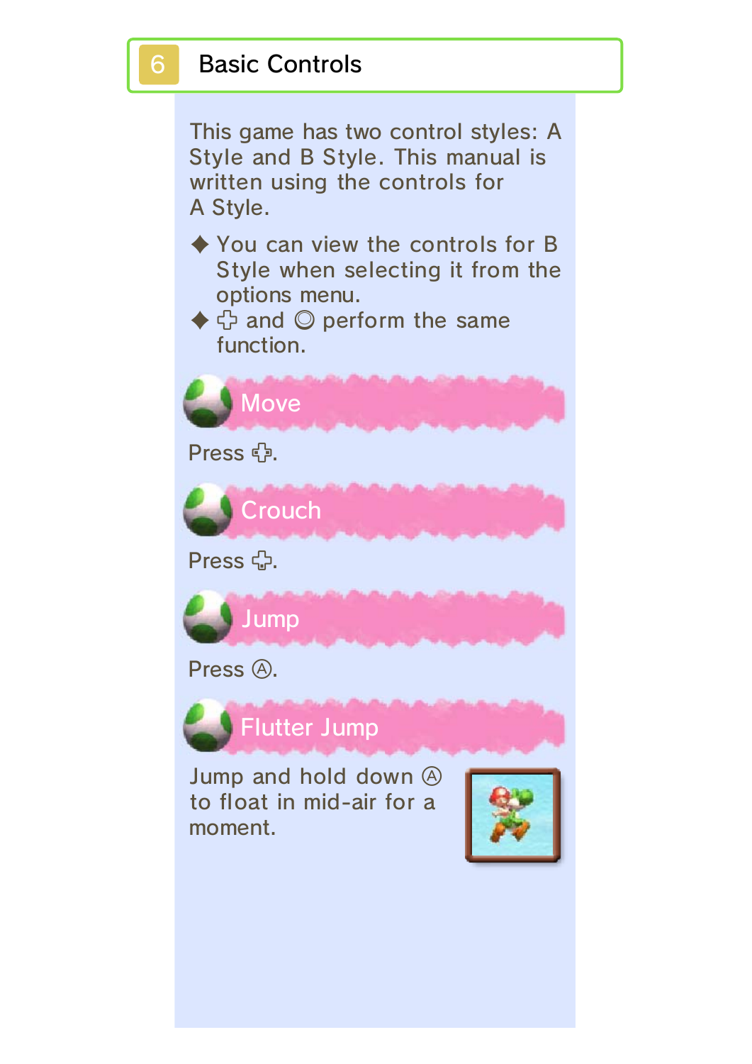## 6 Basic Controls

This game has two control styles: A Style and B Style. This manual is written using the controls for A Style.

- ✦ You can view the controls for B Style when selecting it from the options menu.
- ✦ ✜ and ◎ perform the same function.

### Move

Press ✜.

### Crouch

Press ✜.

### Jump

Press Ⓐ.

### Flutter Jump

Jump and hold down Ⓐ to float in mid-air for a moment.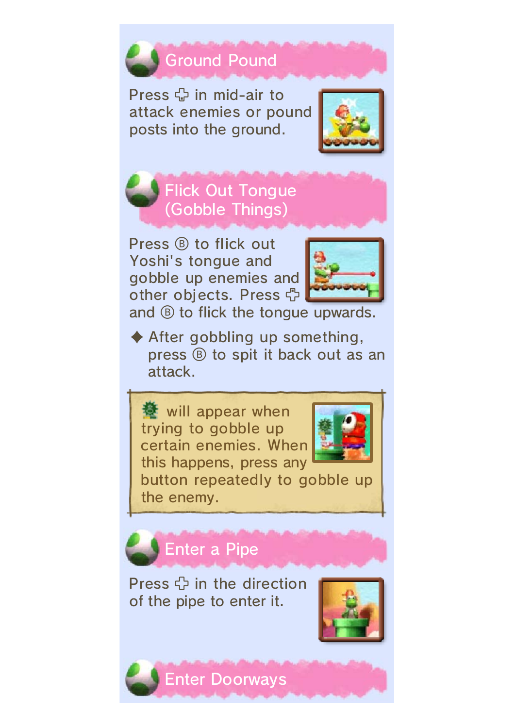## Ground Pound

Press ✚ in mid-air to attack enemies or pound posts into the ground.

## Flick Out Tongue (Gobble Things)

Press Ⓑ to flick out Yoshi's tongue and gobble up enemies and other objects. Press ✚ and Ⓑ to flick the tongue upwards.

◆ After gobbling up something, press Ⓑ to spit it back out as an attack.

> will appear when trying to gobble up certain enemies. When this happens, press any button repeatedly to gobble up the enemy.

## Enter a Pipe

Press ✚ in the direction of the pipe to enter it.

## Enter Doorways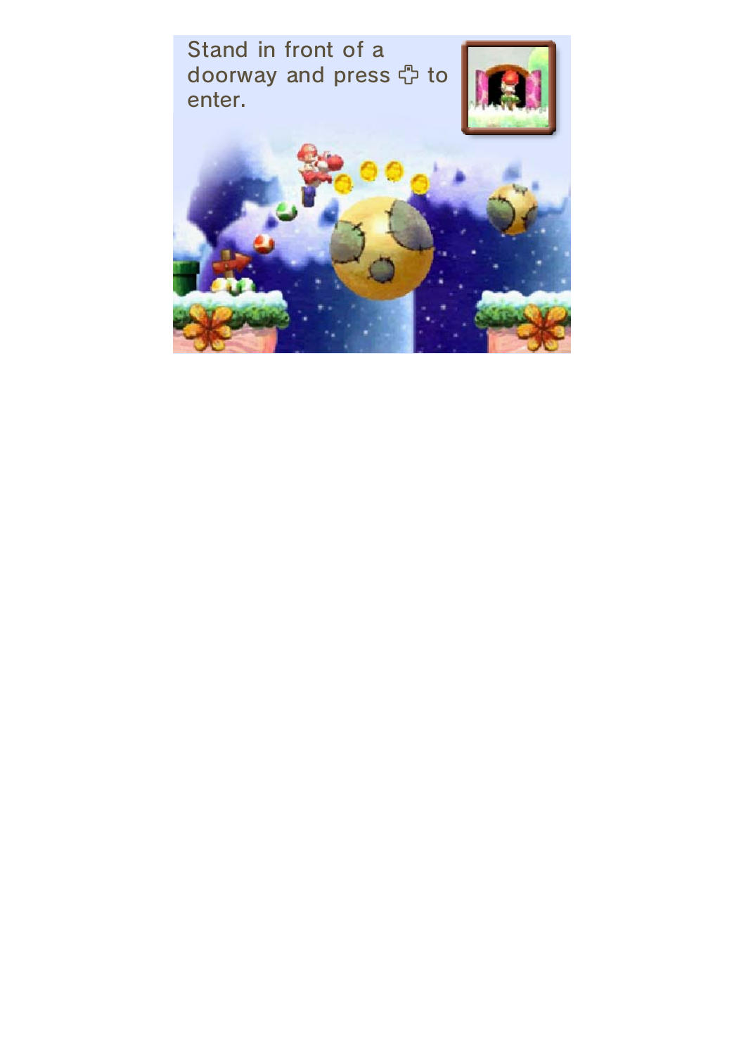Stand in front of a doorway and press ✜ to enter.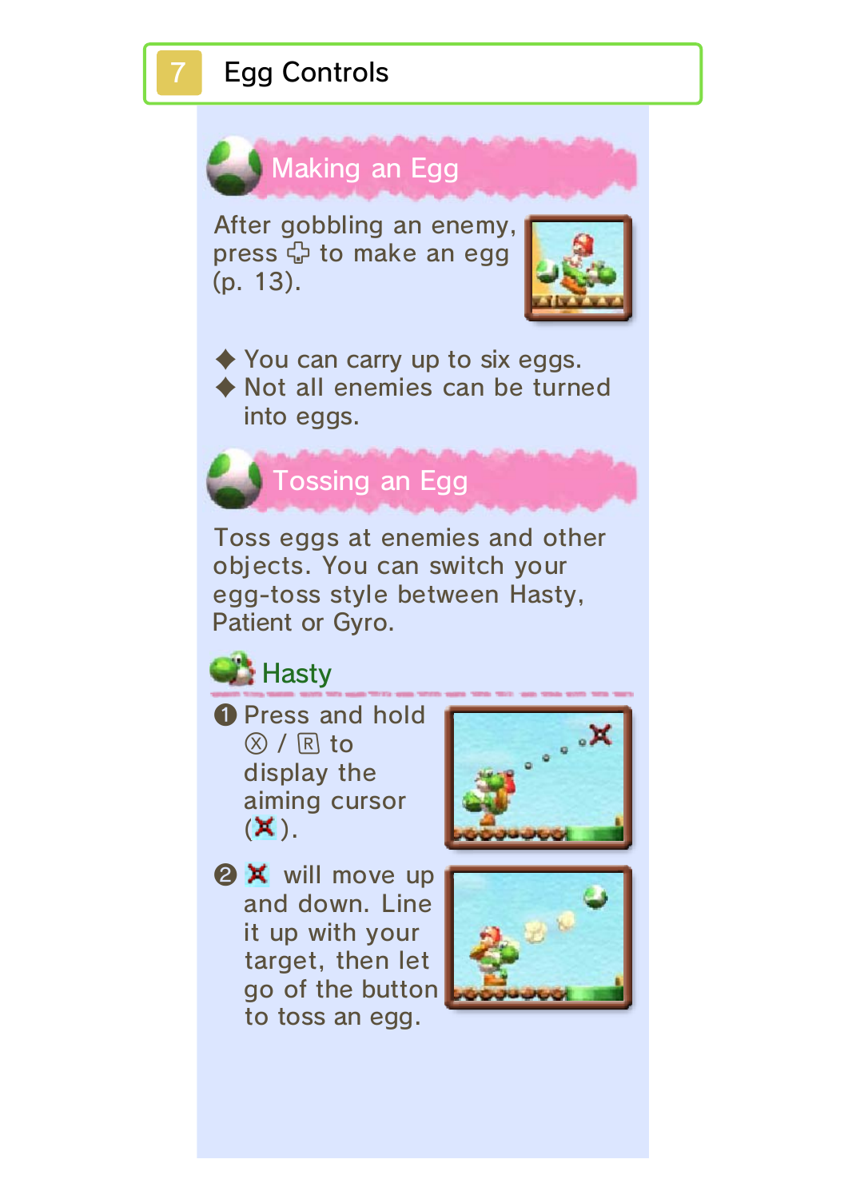# 7 Egg Controls

## Making an Egg

After gobbling an enemy, press ✜ to make an egg (p. 13).

- ◆ You can carry up to six eggs.
- ◆ Not all enemies can be turned into eggs.

## Tossing an Egg

Toss eggs at enemies and other objects. You can switch your egg-toss style between Hasty, Patient or Gyro.

### Hasty

❶ Press and hold Ⓧ / Ⓡ to display the aiming cursor (✖).

❷ ✖ will move up and down. Line it up with your target, then let go of the button to toss an egg.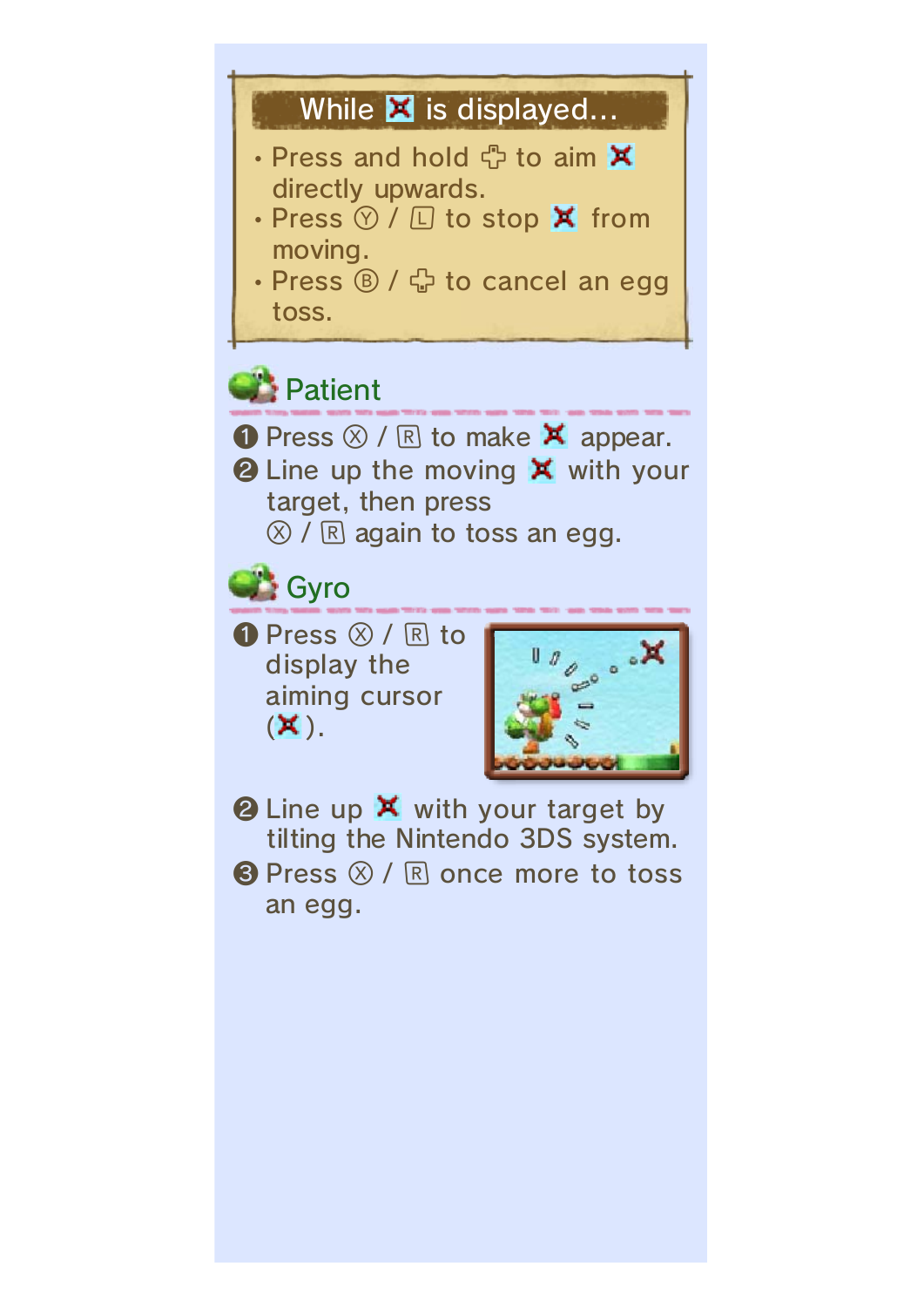## While ✖ is displayed…

- Press and hold ✚ to aim ✖ directly upwards.
- Press Ⓨ / Ⓛ to stop ✖ from moving.
- Press Ⓑ / ✚ to cancel an egg toss.

## Patient

1. Press Ⓧ / Ⓡ to make ✖ appear.
2. Line up the moving ✖ with your target, then press Ⓧ / Ⓡ again to toss an egg.

## Gyro

1. Press Ⓧ / Ⓡ to display the aiming cursor (✖).
2. Line up ✖ with your target by tilting the Nintendo 3DS system.
3. Press Ⓧ / Ⓡ once more to toss an egg.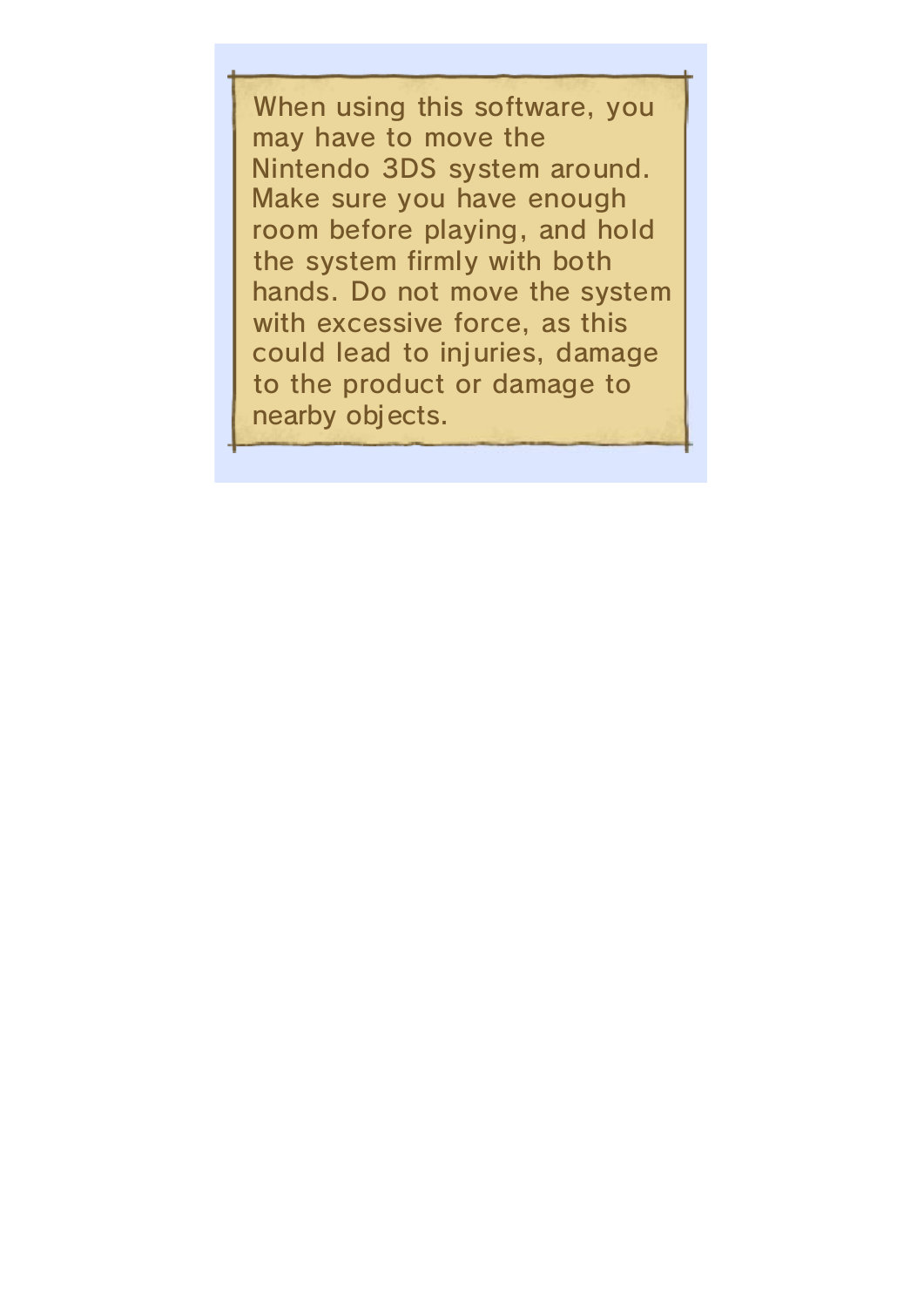When using this software, you may have to move the Nintendo 3DS system around. Make sure you have enough room before playing, and hold the system firmly with both hands. Do not move the system with excessive force, as this could lead to injuries, damage to the product or damage to nearby objects.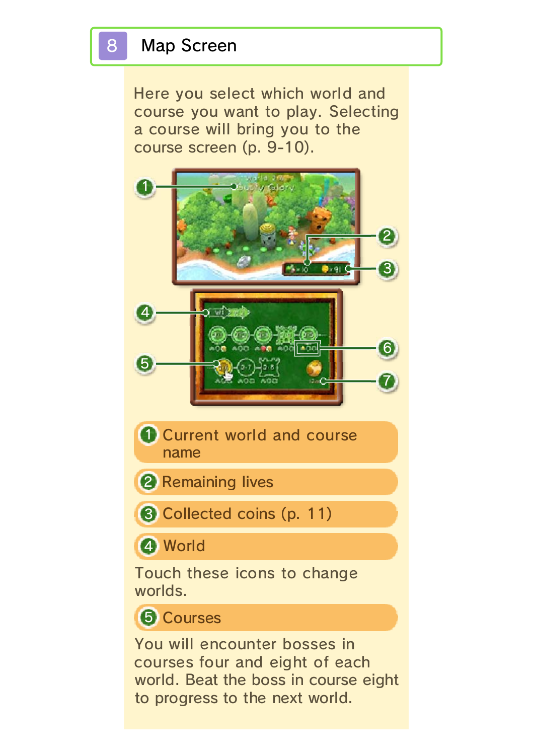# 8 Map Screen

Here you select which world and course you want to play. Selecting a course will bring you to the course screen (p. 9-10).

1. Current world and course name
2. Remaining lives
3. Collected coins (p. 11)
4. World

Touch these icons to change worlds.

5. Courses

You will encounter bosses in courses four and eight of each world. Beat the boss in course eight to progress to the next world.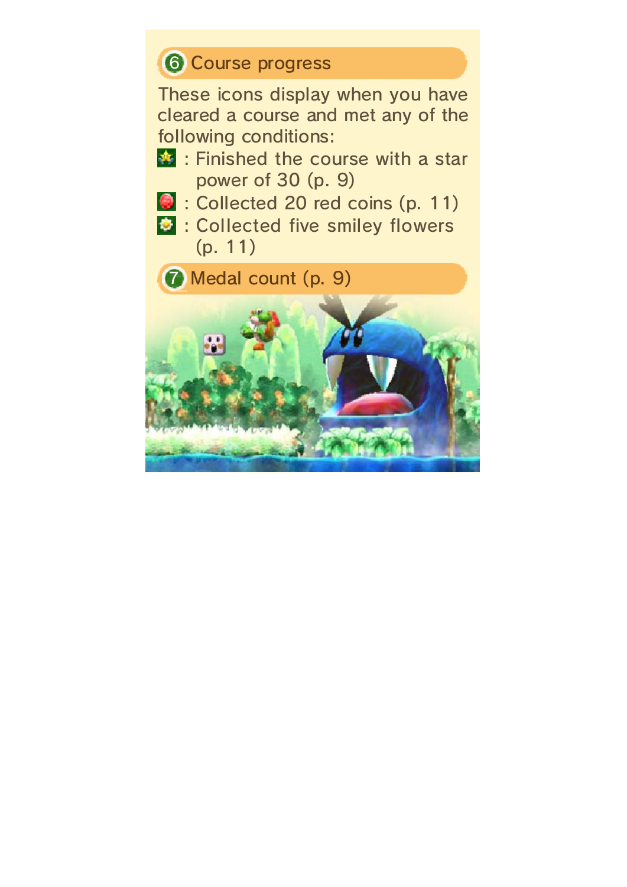## 6 Course progress

These icons display when you have cleared a course and met any of the following conditions:

- : Finished the course with a star power of 30 (p. 9)
- : Collected 20 red coins (p. 11)
- : Collected five smiley flowers (p. 11)

## 7 Medal count (p. 9)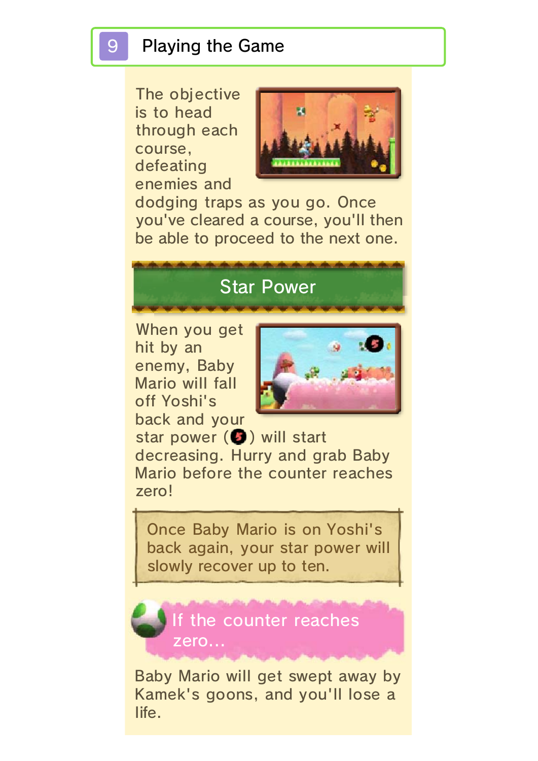# 9 Playing the Game

The objective is to head through each course, defeating enemies and dodging traps as you go. Once you've cleared a course, you'll then be able to proceed to the next one.

## Star Power

When you get hit by an enemy, Baby Mario will fall off Yoshi's back and your star power (5) will start decreasing. Hurry and grab Baby Mario before the counter reaches zero!

> Once Baby Mario is on Yoshi's back again, your star power will slowly recover up to ten.

### If the counter reaches zero...

Baby Mario will get swept away by Kamek's goons, and you'll lose a life.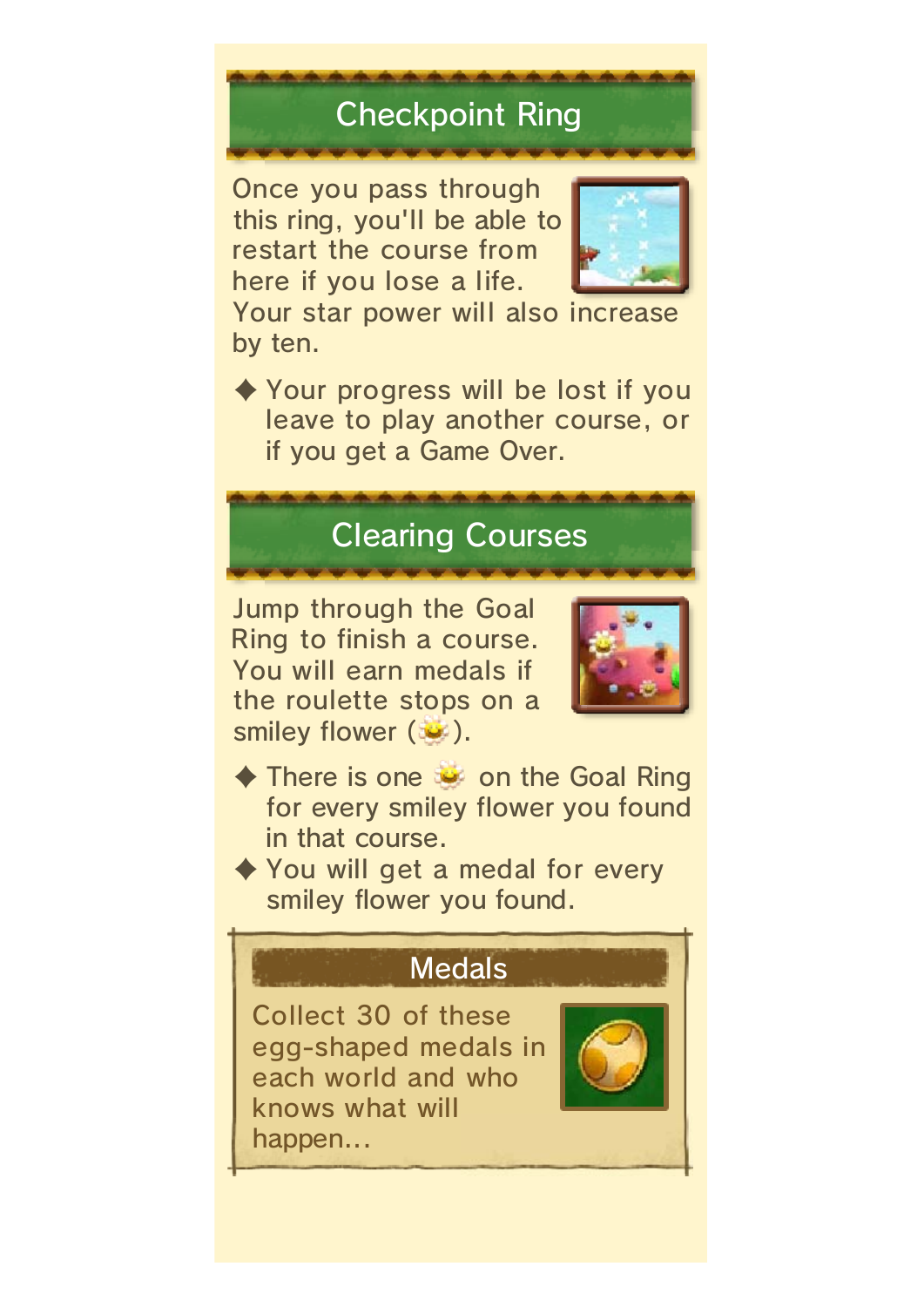## Checkpoint Ring

Once you pass through this ring, you'll be able to restart the course from here if you lose a life. Your star power will also increase by ten.

◆ Your progress will be lost if you leave to play another course, or if you get a Game Over.

## Clearing Courses

Jump through the Goal Ring to finish a course. You will earn medals if the roulette stops on a smiley flower ( ).

◆ There is one  on the Goal Ring for every smiley flower you found in that course.

◆ You will get a medal for every smiley flower you found.

### Medals

Collect 30 of these egg-shaped medals in each world and who knows what will happen...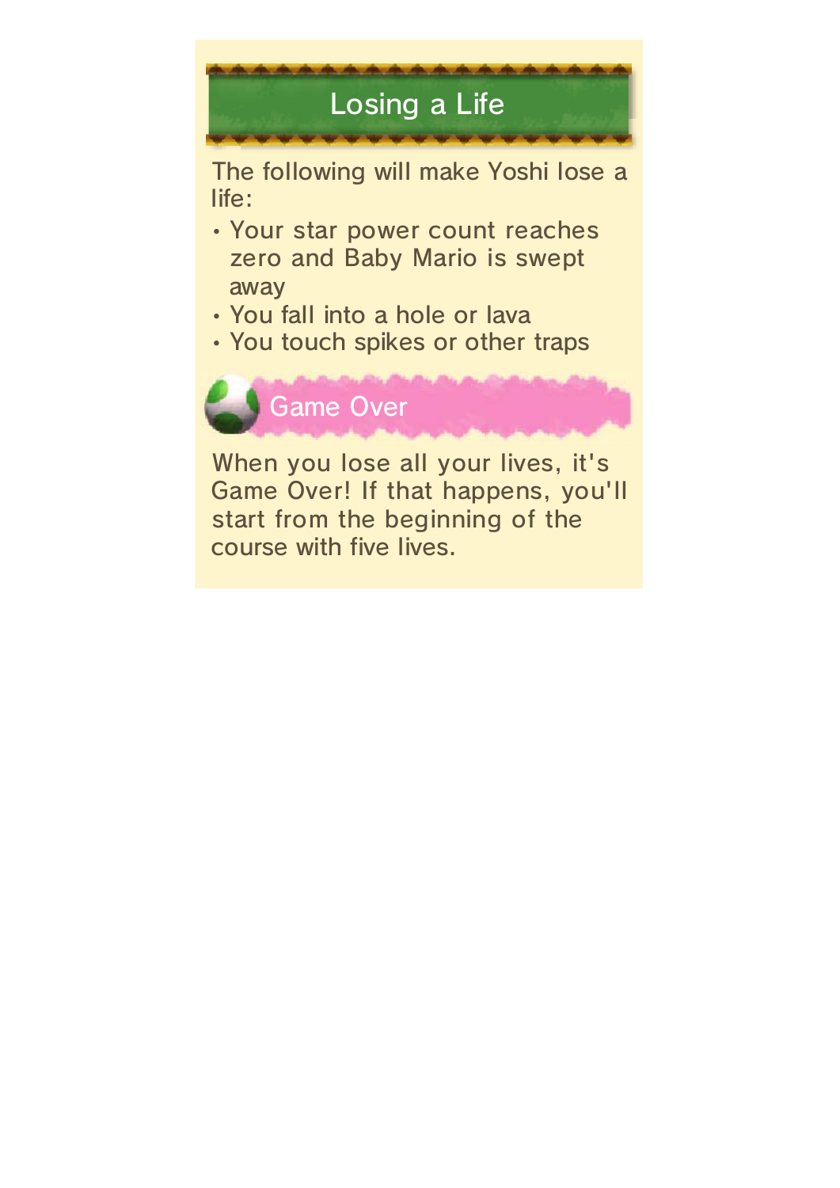# Losing a Life

The following will make Yoshi lose a life:

- Your star power count reaches zero and Baby Mario is swept away
- You fall into a hole or lava
- You touch spikes or other traps

## Game Over

When you lose all your lives, it's Game Over! If that happens, you'll start from the beginning of the course with five lives.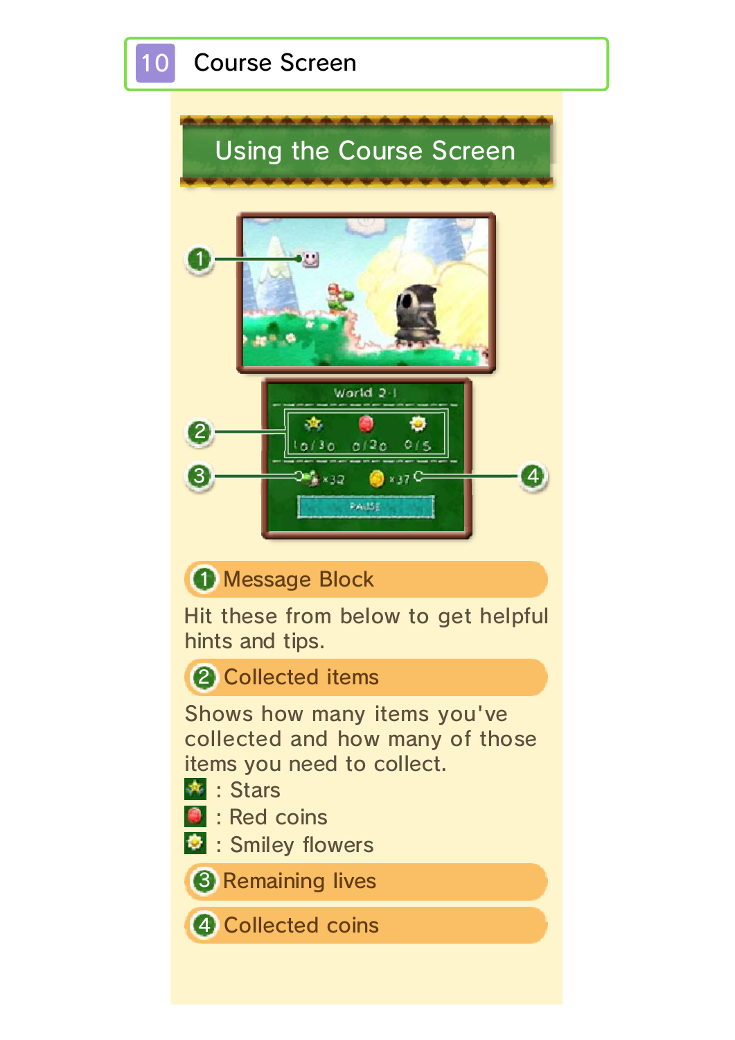# 10 Course Screen

## Using the Course Screen

### 1 Message Block

Hit these from below to get helpful hints and tips.

### 2 Collected items

Shows how many items you've collected and how many of those items you need to collect.

- : Stars
- : Red coins
- : Smiley flowers

### 3 Remaining lives

### 4 Collected coins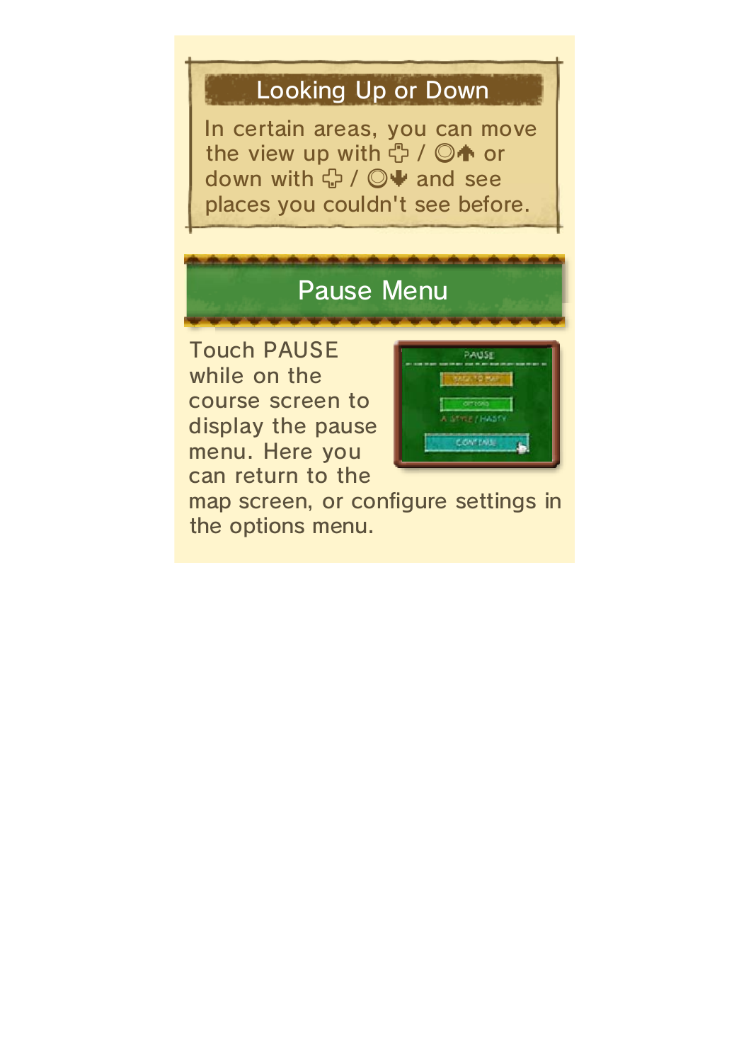### Looking Up or Down

In certain areas, you can move the view up with ✜ / ◎↑ or down with ✜ / ◎↓ and see places you couldn't see before.

## Pause Menu

Touch PAUSE while on the course screen to display the pause menu. Here you can return to the map screen, or configure settings in the options menu.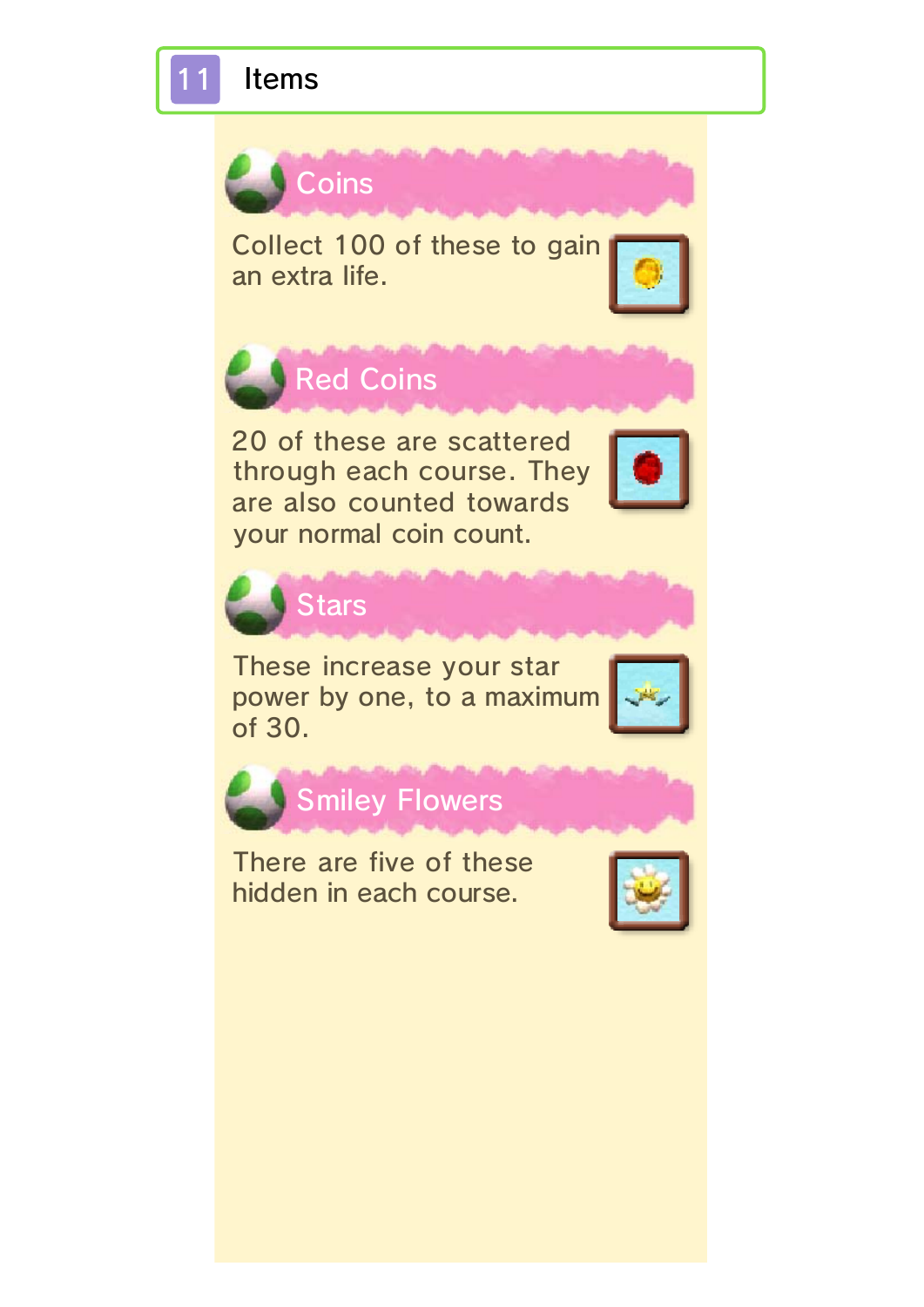# 11 Items

## Coins

Collect 100 of these to gain an extra life.

## Red Coins

20 of these are scattered through each course. They are also counted towards your normal coin count.

## Stars

These increase your star power by one, to a maximum of 30.

## Smiley Flowers

There are five of these hidden in each course.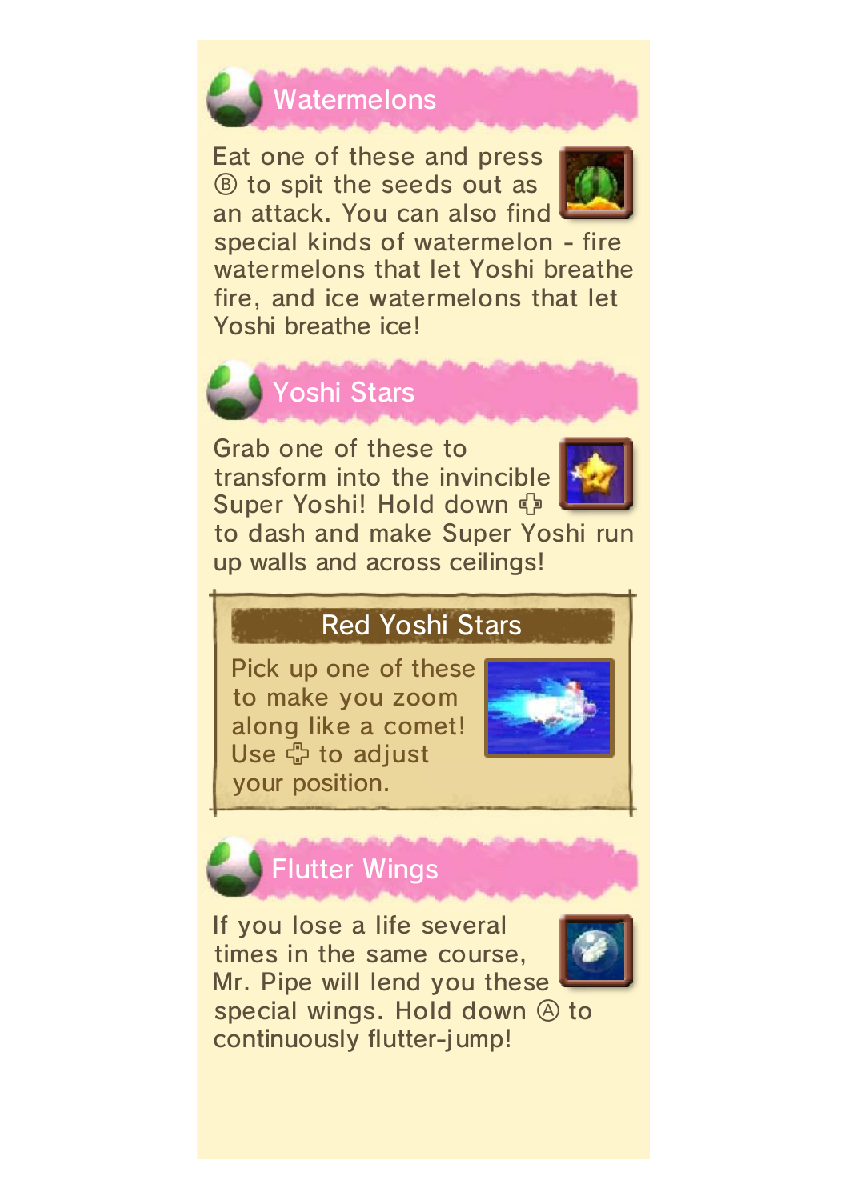## Watermelons

Eat one of these and press Ⓑ to spit the seeds out as an attack. You can also find special kinds of watermelon - fire watermelons that let Yoshi breathe fire, and ice watermelons that let Yoshi breathe ice!

## Yoshi Stars

Grab one of these to transform into the invincible Super Yoshi! Hold down ✜ to dash and make Super Yoshi run up walls and across ceilings!

### Red Yoshi Stars

Pick up one of these to make you zoom along like a comet! Use ✜ to adjust your position.

## Flutter Wings

If you lose a life several times in the same course, Mr. Pipe will lend you these special wings. Hold down Ⓐ to continuously flutter-jump!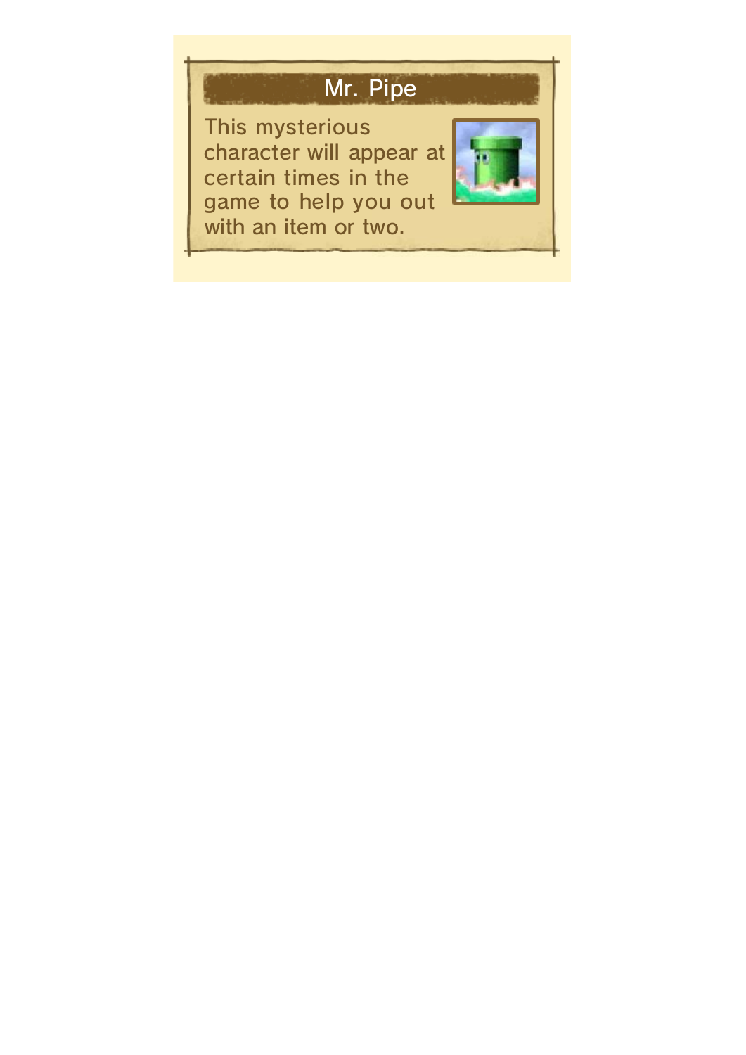## Mr. Pipe

This mysterious character will appear at certain times in the game to help you out with an item or two.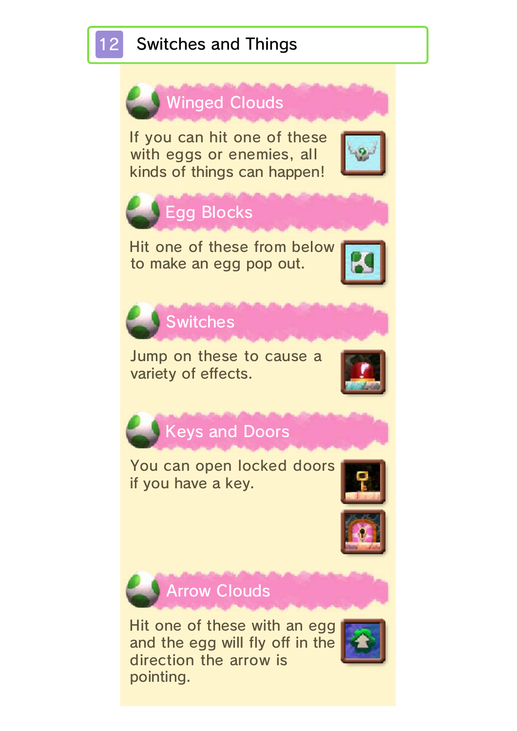# 12 Switches and Things

## Winged Clouds

If you can hit one of these with eggs or enemies, all kinds of things can happen!

## Egg Blocks

Hit one of these from below to make an egg pop out.

## Switches

Jump on these to cause a variety of effects.

## Keys and Doors

You can open locked doors if you have a key.

## Arrow Clouds

Hit one of these with an egg and the egg will fly off in the direction the arrow is pointing.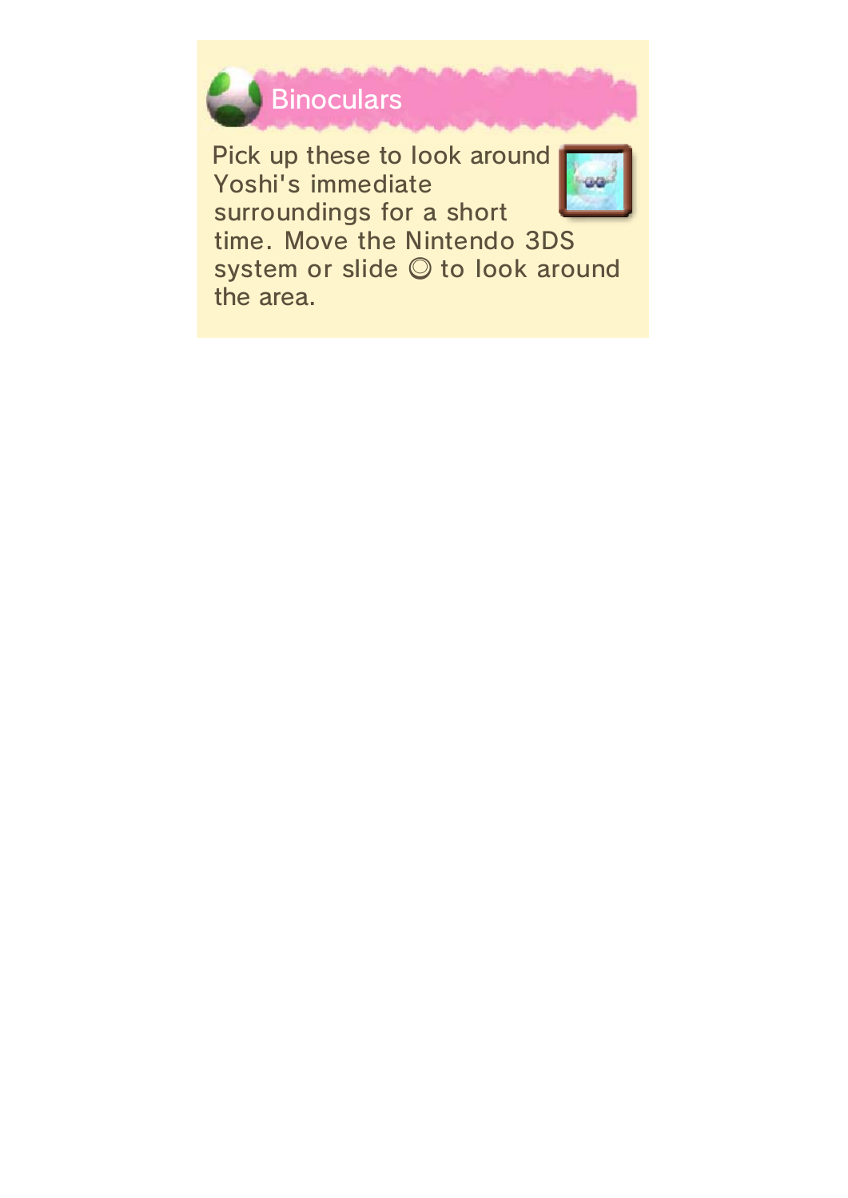## Binoculars

Pick up these to look around Yoshi's immediate surroundings for a short time. Move the Nintendo 3DS system or slide ◎ to look around the area.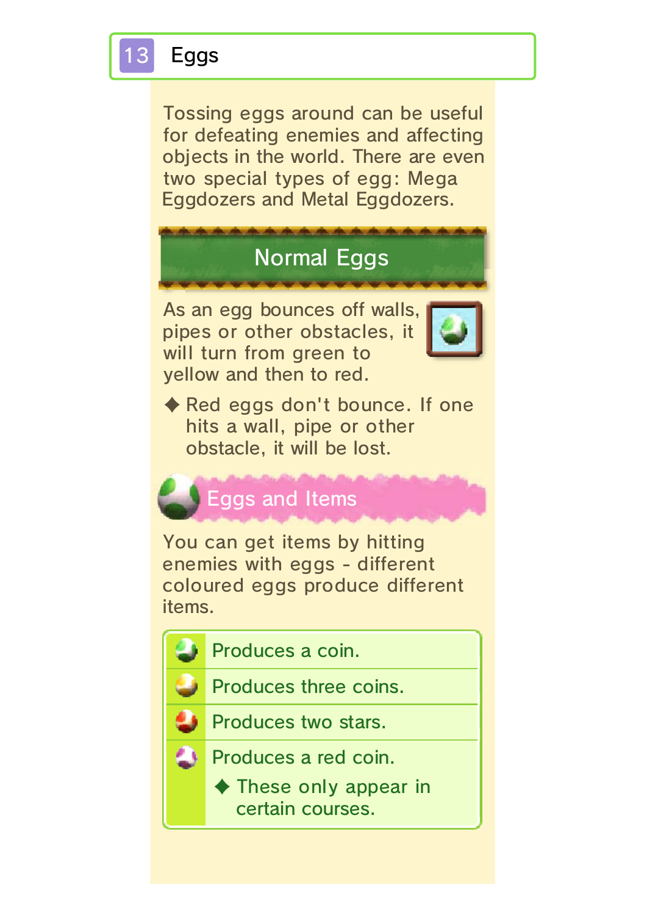## 13 Eggs

Tossing eggs around can be useful for defeating enemies and affecting objects in the world. There are even two special types of egg: Mega Eggdozers and Metal Eggdozers.

### Normal Eggs

As an egg bounces off walls, pipes or other obstacles, it will turn from green to yellow and then to red.

◆ Red eggs don't bounce. If one hits a wall, pipe or other obstacle, it will be lost.

#### Eggs and Items

You can get items by hitting enemies with eggs - different coloured eggs produce different items.

| Egg | Effect |
|---|---|
| Green egg | Produces a coin. |
| Yellow egg | Produces three coins. |
| Red egg | Produces two stars. |
| Flashing egg | Produces a red coin.<br>◆ These only appear in certain courses. |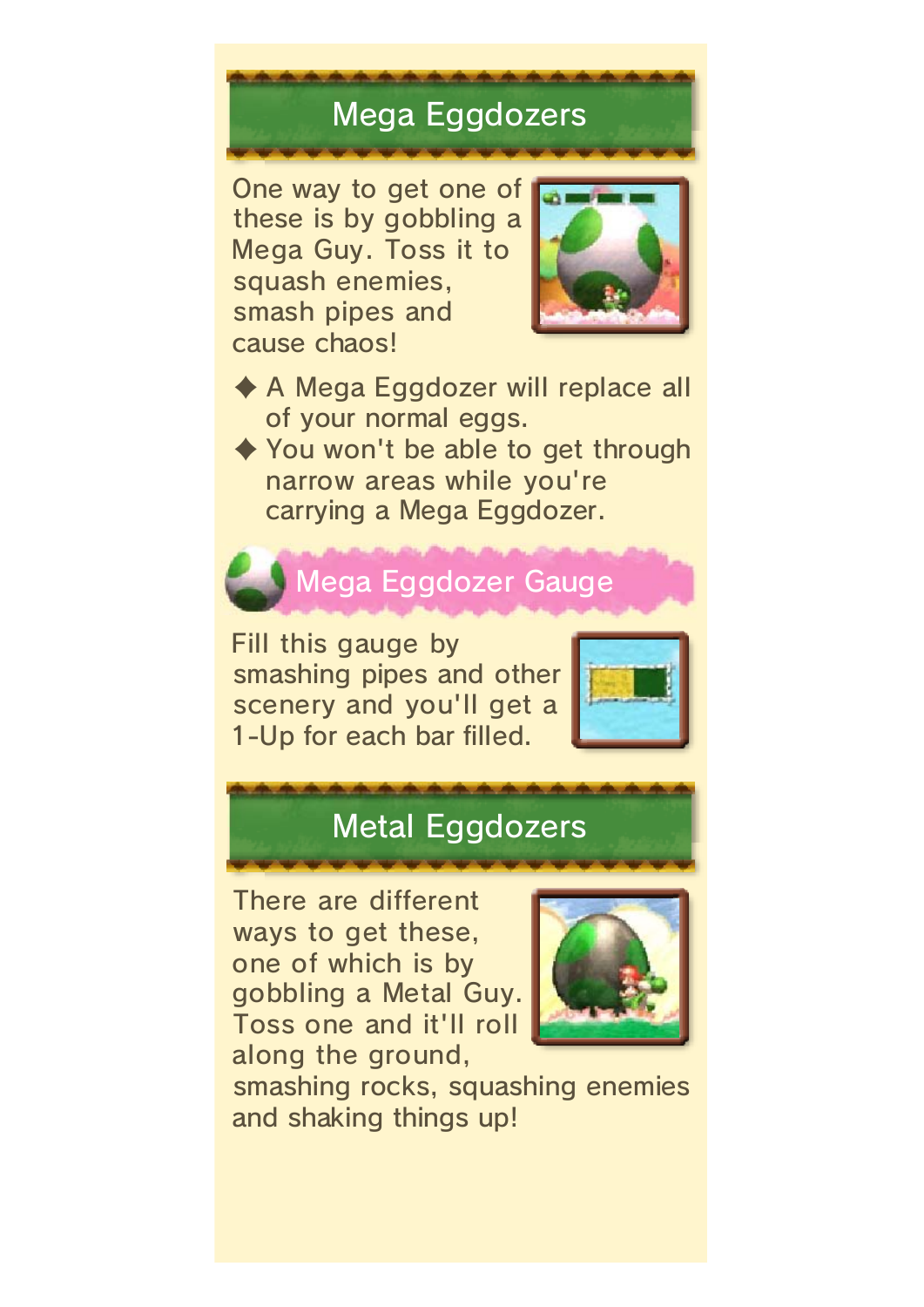## Mega Eggdozers

One way to get one of these is by gobbling a Mega Guy. Toss it to squash enemies, smash pipes and cause chaos!

- ◆ A Mega Eggdozer will replace all of your normal eggs.
- ◆ You won't be able to get through narrow areas while you're carrying a Mega Eggdozer.

### Mega Eggdozer Gauge

Fill this gauge by smashing pipes and other scenery and you'll get a 1-Up for each bar filled.

## Metal Eggdozers

There are different ways to get these, one of which is by gobbling a Metal Guy. Toss one and it'll roll along the ground, smashing rocks, squashing enemies and shaking things up!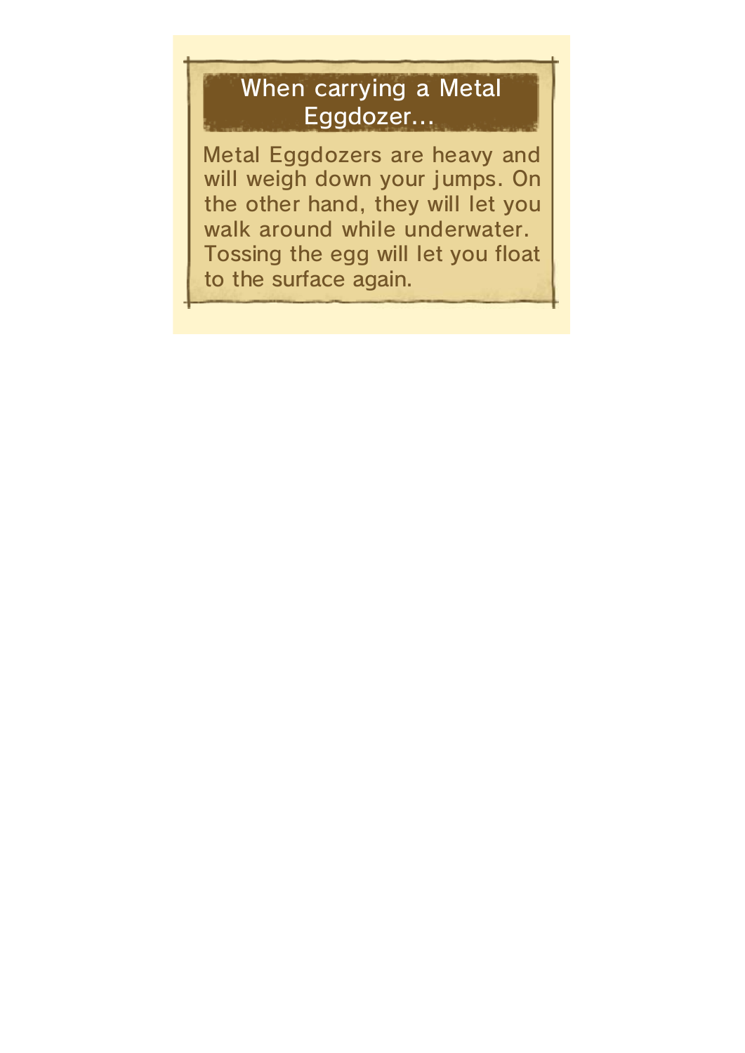## When carrying a Metal Eggdozer...

Metal Eggdozers are heavy and will weigh down your jumps. On the other hand, they will let you walk around while underwater. Tossing the egg will let you float to the surface again.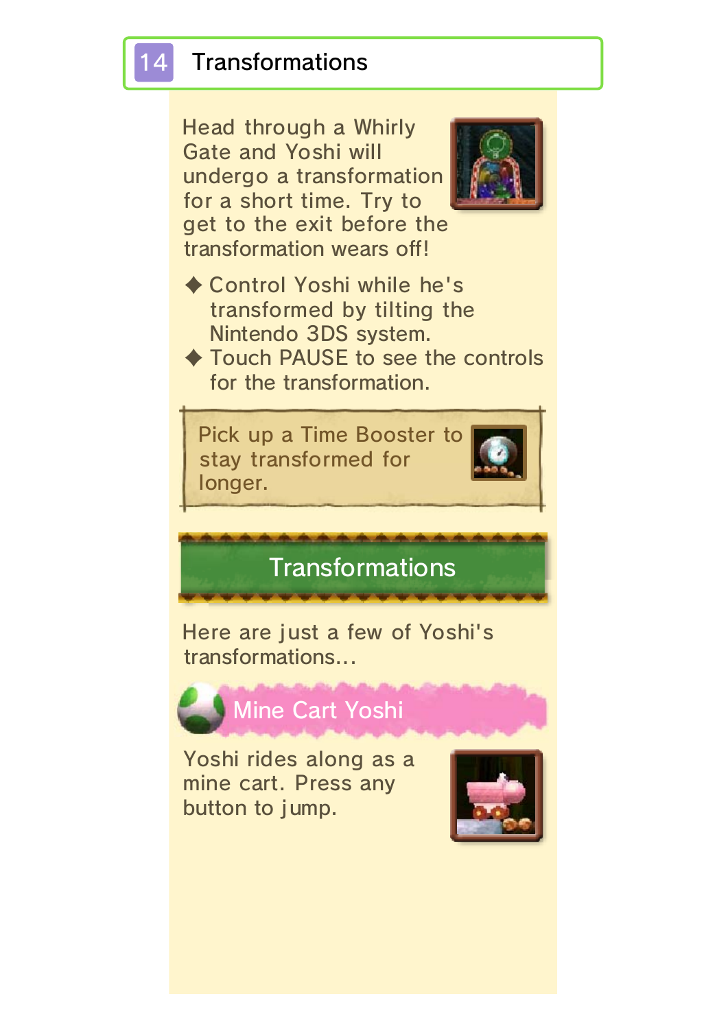# 14 Transformations

Head through a Whirly Gate and Yoshi will undergo a transformation for a short time. Try to get to the exit before the transformation wears off!

- Control Yoshi while he's transformed by tilting the Nintendo 3DS system.
- Touch PAUSE to see the controls for the transformation.

Pick up a Time Booster to stay transformed for longer.

## Transformations

Here are just a few of Yoshi's transformations...

### Mine Cart Yoshi

Yoshi rides along as a mine cart. Press any button to jump.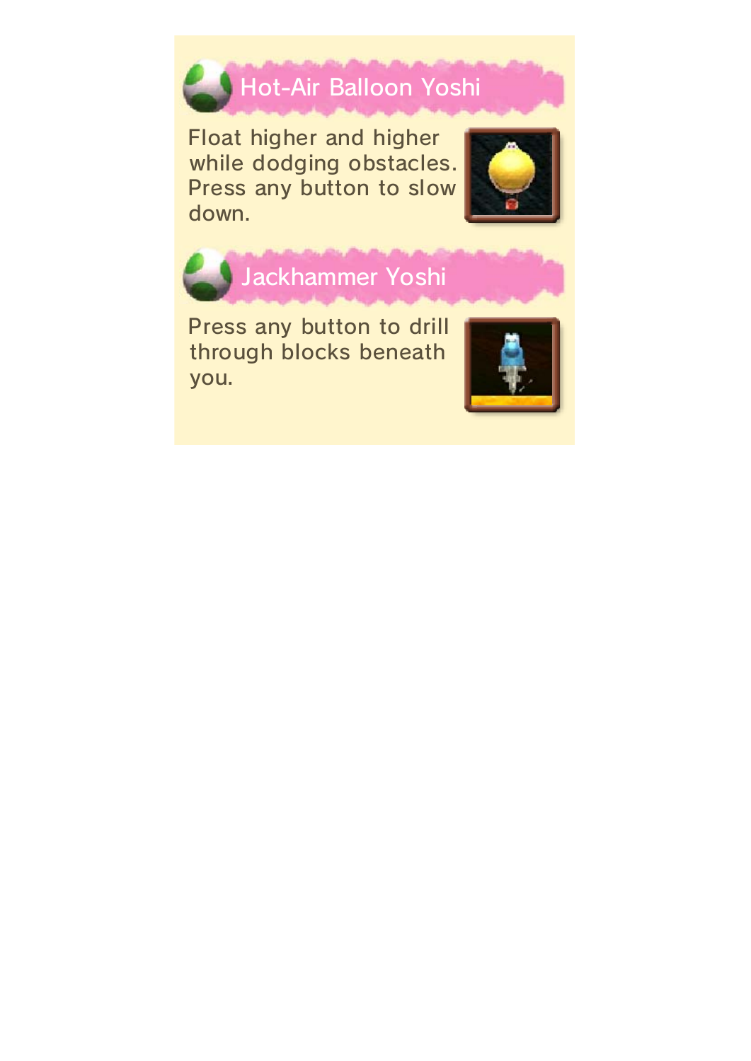## Hot-Air Balloon Yoshi

Float higher and higher while dodging obstacles. Press any button to slow down.

## Jackhammer Yoshi

Press any button to drill through blocks beneath you.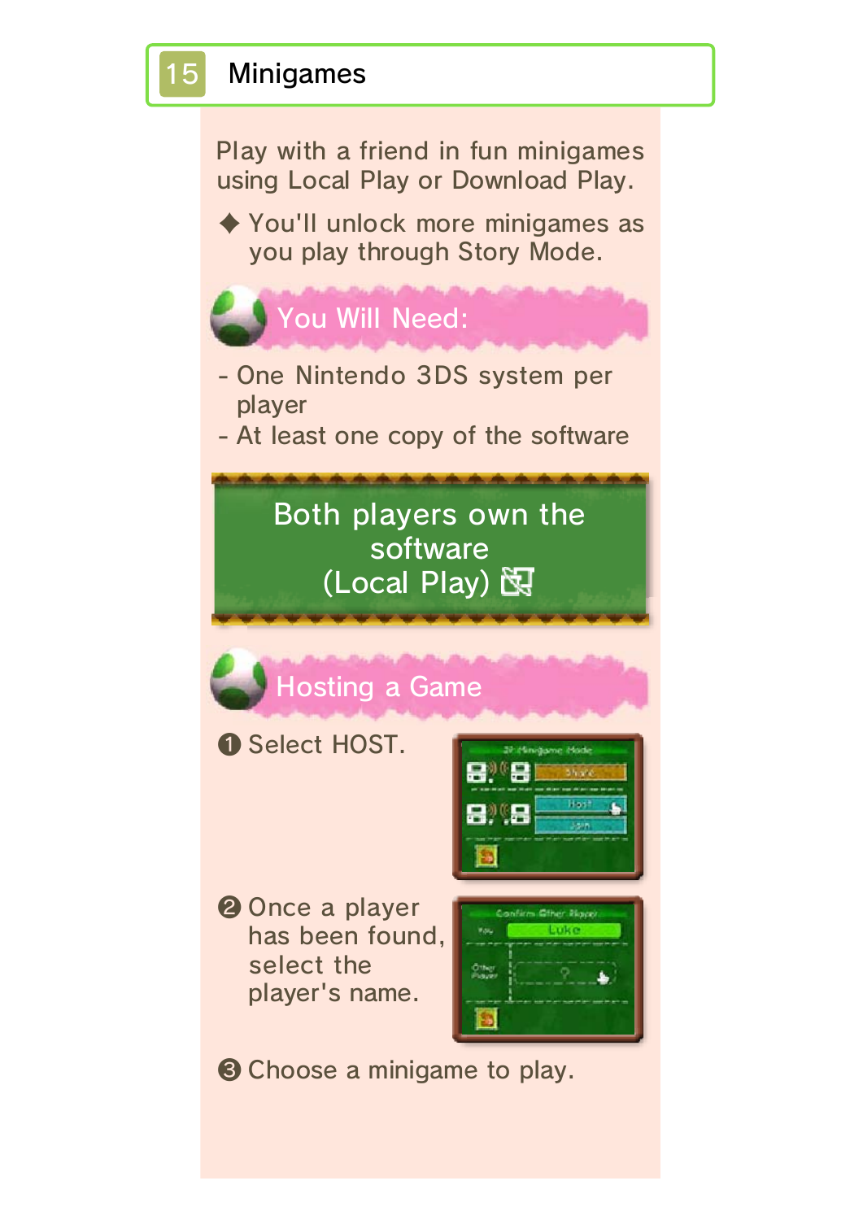# 15 Minigames

Play with a friend in fun minigames using Local Play or Download Play.

◆ You'll unlock more minigames as you play through Story Mode.

## You Will Need:

- One Nintendo 3DS system per player
- At least one copy of the software

## Both players own the software (Local Play)

### Hosting a Game

❶ Select HOST.

❷ Once a player has been found, select the player's name.

❸ Choose a minigame to play.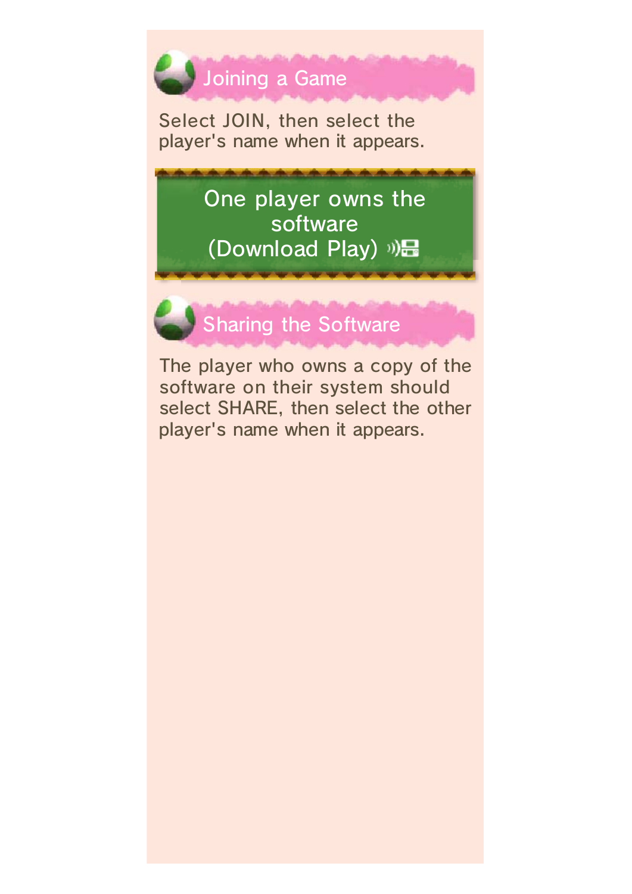## Joining a Game

Select JOIN, then select the player's name when it appears.

# One player owns the software (Download Play)

## Sharing the Software

The player who owns a copy of the software on their system should select SHARE, then select the other player's name when it appears.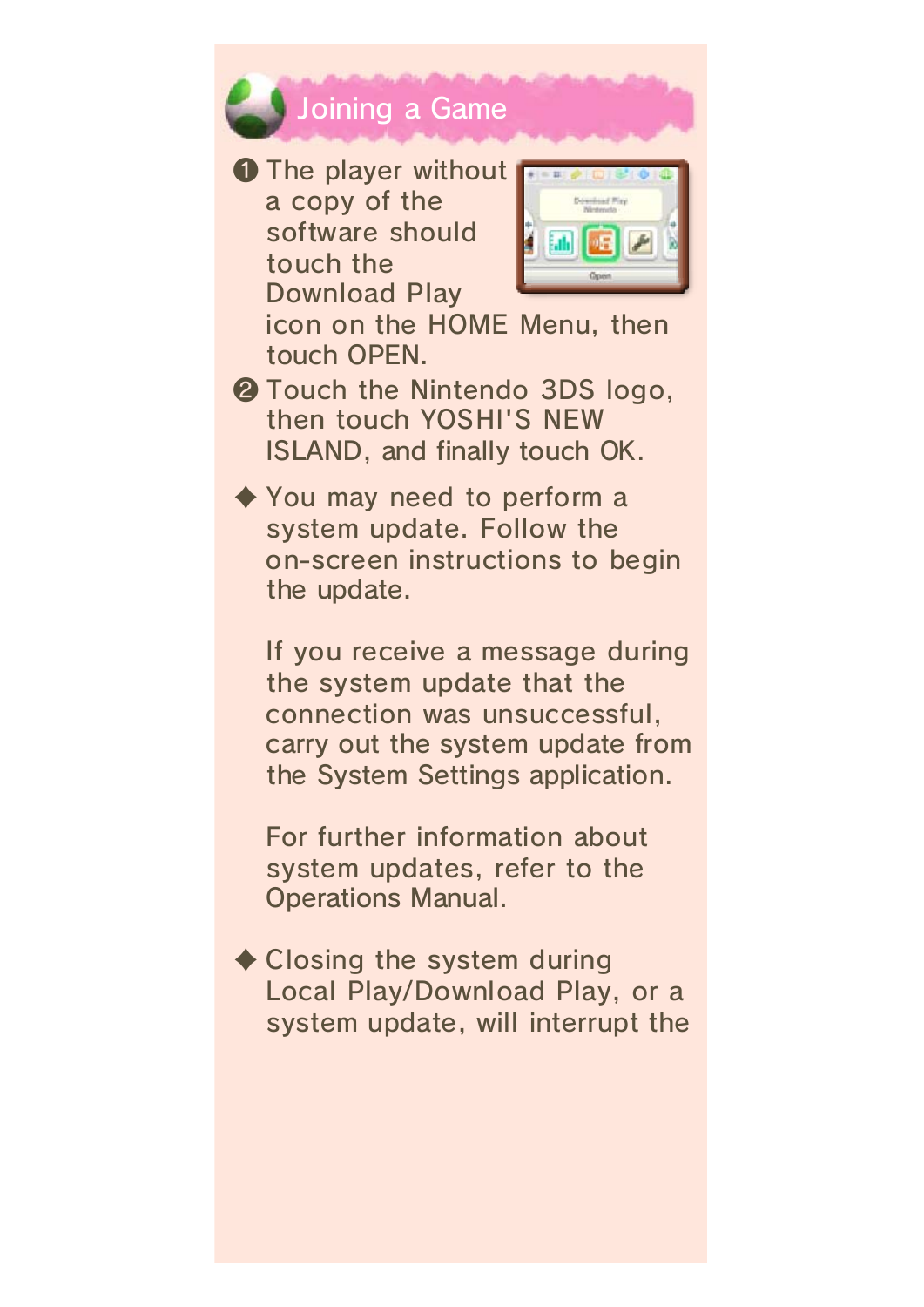## Joining a Game

1. The player without a copy of the software should touch the Download Play icon on the HOME Menu, then touch OPEN.
2. Touch the Nintendo 3DS logo, then touch YOSHI'S NEW ISLAND, and finally touch OK.

◆ You may need to perform a system update. Follow the on-screen instructions to begin the update.

If you receive a message during the system update that the connection was unsuccessful, carry out the system update from the System Settings application.

For further information about system updates, refer to the Operations Manual.

◆ Closing the system during Local Play/Download Play, or a system update, will interrupt the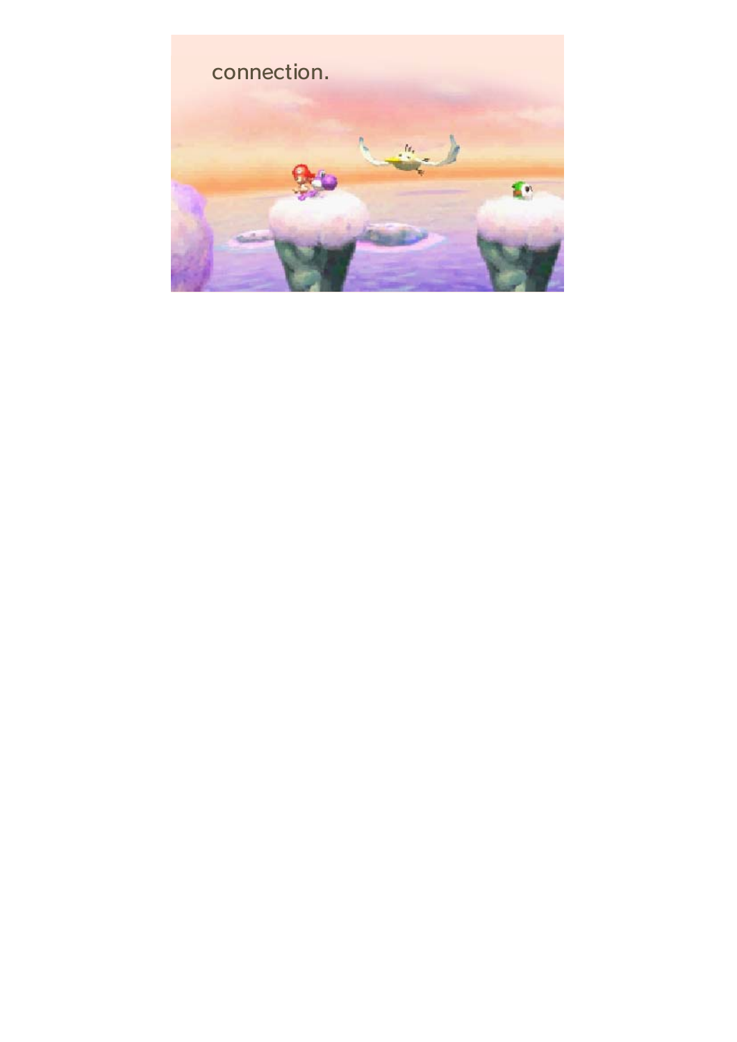connection.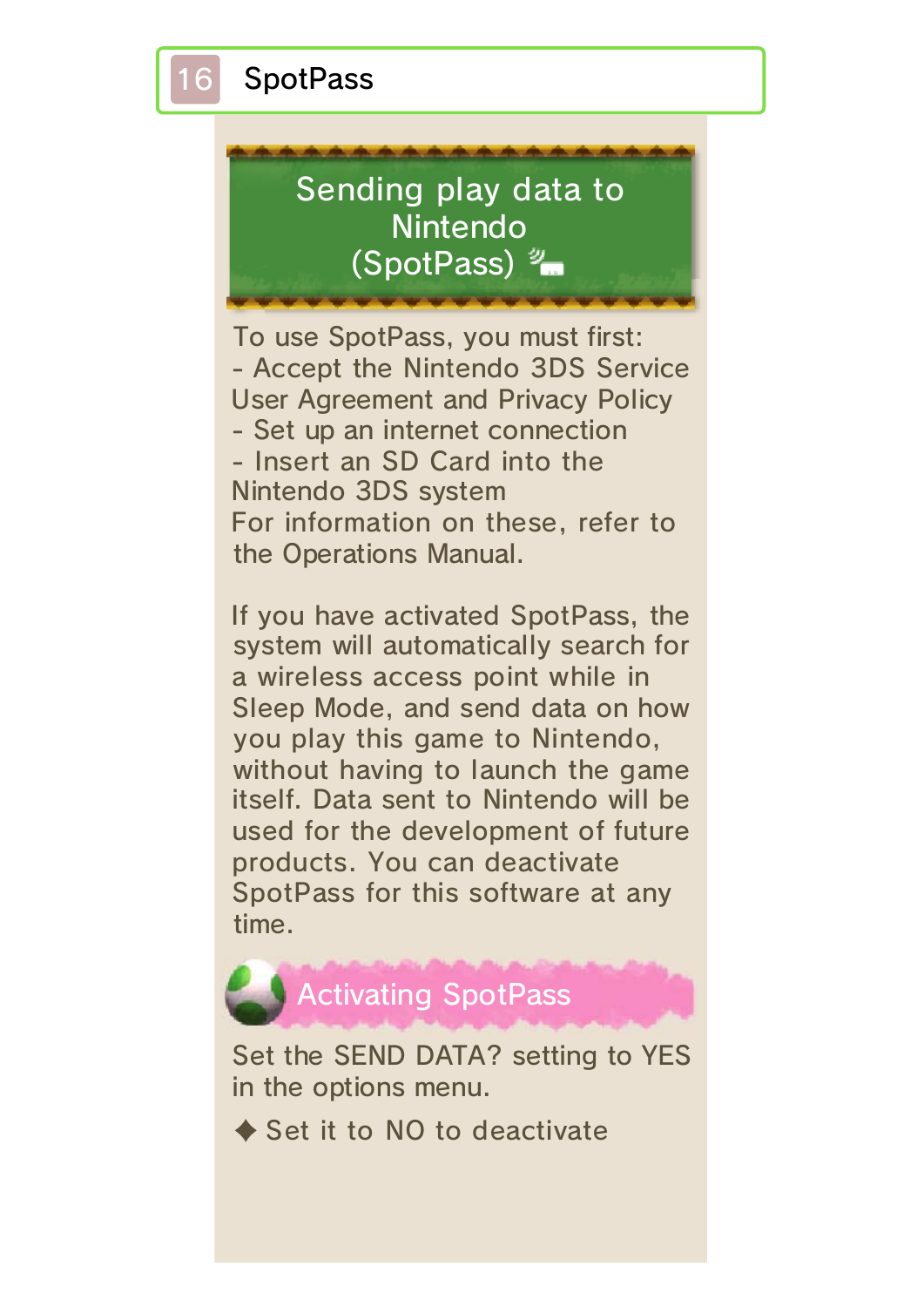# 16 SpotPass

## Sending play data to Nintendo (SpotPass)

To use SpotPass, you must first:
- Accept the Nintendo 3DS Service User Agreement and Privacy Policy
- Set up an internet connection
- Insert an SD Card into the Nintendo 3DS system

For information on these, refer to the Operations Manual.

If you have activated SpotPass, the system will automatically search for a wireless access point while in Sleep Mode, and send data on how you play this game to Nintendo, without having to launch the game itself. Data sent to Nintendo will be used for the development of future products. You can deactivate SpotPass for this software at any time.

### Activating SpotPass

Set the SEND DATA? setting to YES in the options menu.

◆ Set it to NO to deactivate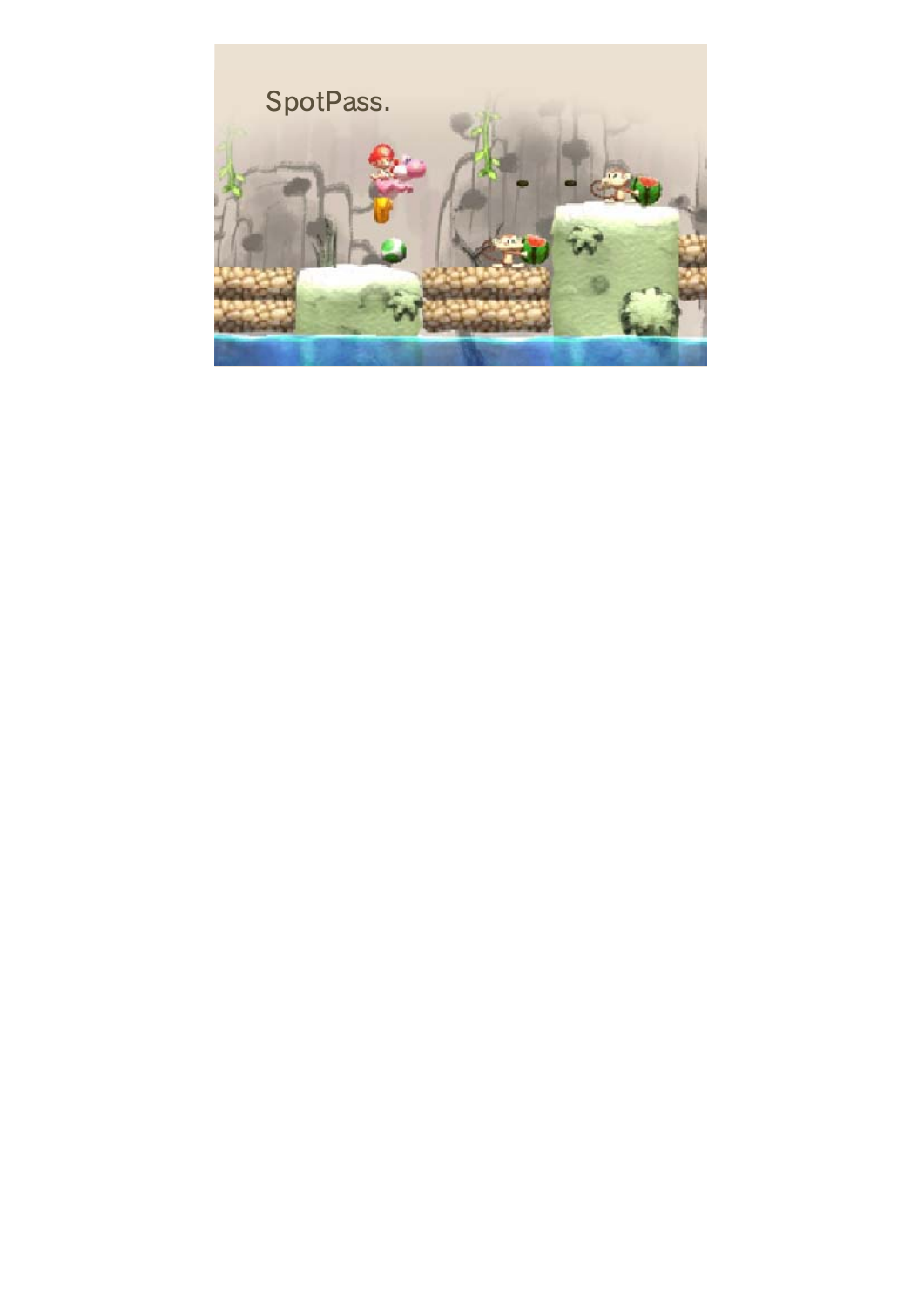SpotPass.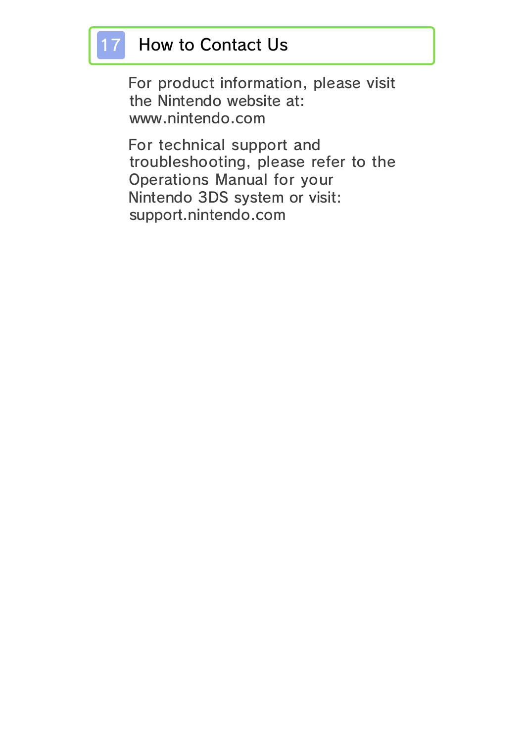## 17 How to Contact Us

For product information, please visit the Nintendo website at:
www.nintendo.com

For technical support and troubleshooting, please refer to the Operations Manual for your Nintendo 3DS system or visit:
support.nintendo.com